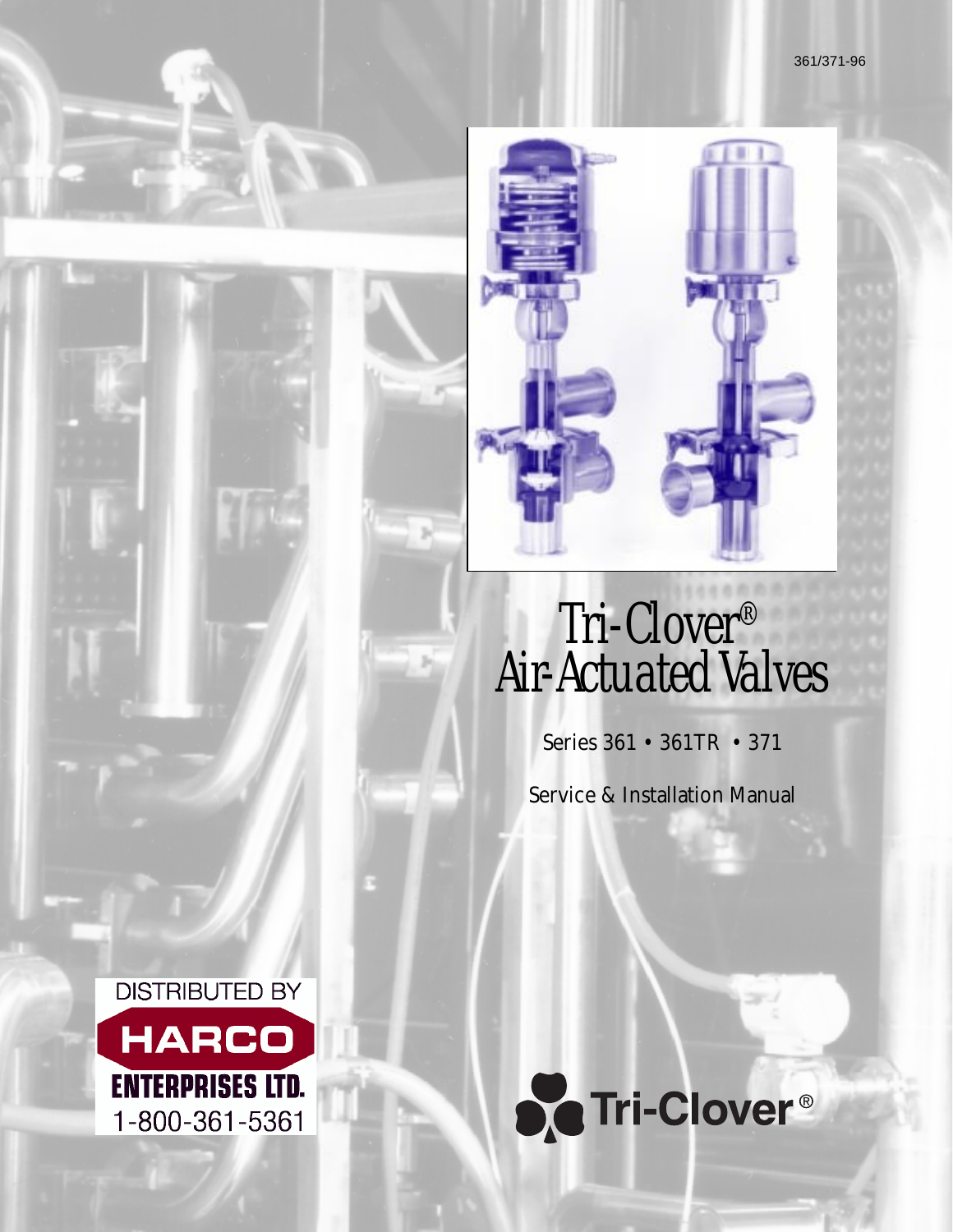361/371-96

# Tri-Clover® Air-Actuated Valves

Series 361 • 361TR • 371

Service & Installation Manual

DISTRIBUTED BY
HARCO
ENTERPRISES LTD.
1-800-361-5361

Tri-Clover®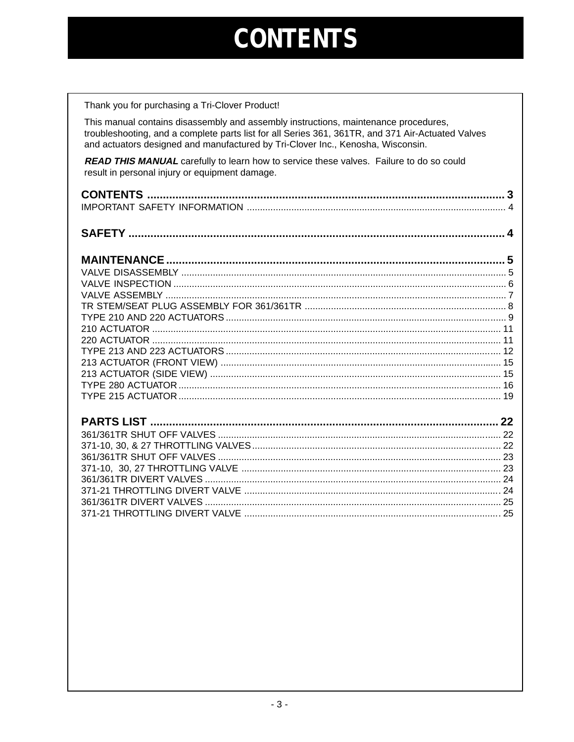# CONTENTS

Thank you for purchasing a Tri-Clover Product!

This manual contains disassembly and assembly instructions, maintenance procedures, troubleshooting, and a complete parts list for all Series 361, 361TR, and 371 Air-Actuated Valves and actuators designed and manufactured by Tri-Clover Inc., Kenosha, Wisconsin.

***READ THIS MANUAL*** carefully to learn how to service these valves. Failure to do so could result in personal injury or equipment damage.

**CONTENTS ........................................................................ 3**

IMPORTANT SAFETY INFORMATION ........................................ 4

**SAFETY ........................................................................ 4**

**MAINTENANCE ........................................................................ 5**

VALVE DISASSEMBLY ........................................ 5
VALVE INSPECTION ........................................ 6
VALVE ASSEMBLY ........................................ 7
TR STEM/SEAT PLUG ASSEMBLY FOR 361/361TR ........................................ 8
TYPE 210 AND 220 ACTUATORS ........................................ 9
210 ACTUATOR ........................................ 11
220 ACTUATOR ........................................ 11
TYPE 213 AND 223 ACTUATORS ........................................ 12
213 ACTUATOR (FRONT VIEW) ........................................ 15
213 ACTUATOR (SIDE VIEW) ........................................ 15
TYPE 280 ACTUATOR ........................................ 16
TYPE 215 ACTUATOR ........................................ 19

**PARTS LIST ........................................................................ 22**

361/361TR SHUT OFF VALVES ........................................ 22
371-10, 30, & 27 THROTTLING VALVES ........................................ 22
361/361TR SHUT OFF VALVES ........................................ 23
371-10, 30, 27 THROTTLING VALVE ........................................ 23
361/361TR DIVERT VALVES ........................................ 24
371-21 THROTTLING DIVERT VALVE ........................................ 24
361/361TR DIVERT VALVES ........................................ 25
371-21 THROTTLING DIVERT VALVE ........................................ 25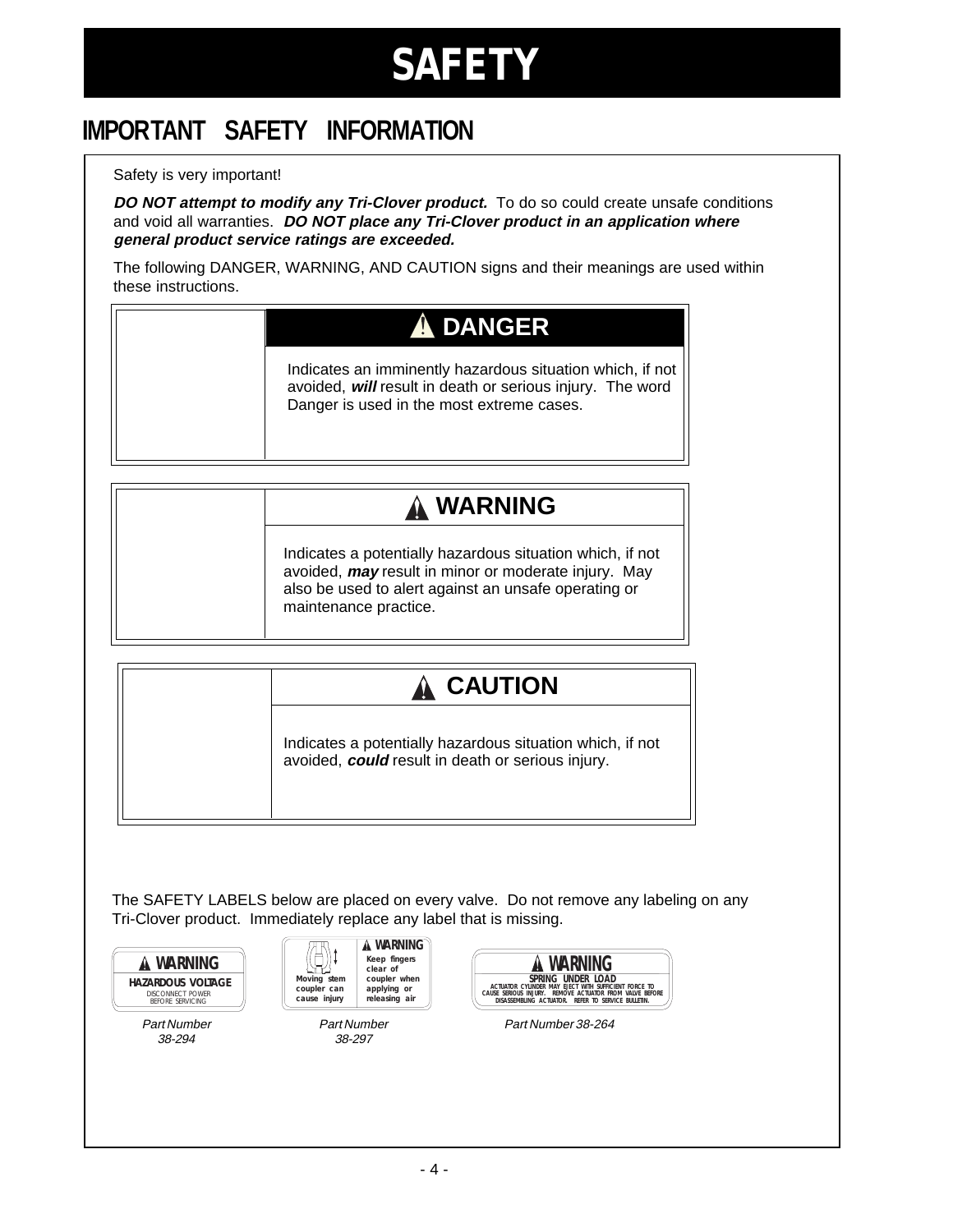# SAFETY

## IMPORTANT SAFETY INFORMATION

Safety is very important!

***DO NOT attempt to modify any Tri-Clover product.*** To do so could create unsafe conditions and void all warranties. ***DO NOT place any Tri-Clover product in an application where general product service ratings are exceeded.***

The following DANGER, WARNING, AND CAUTION signs and their meanings are used within these instructions.

**⚠ DANGER**

Indicates an imminently hazardous situation which, if not avoided, ***will*** result in death or serious injury. The word Danger is used in the most extreme cases.

**⚠ WARNING**

Indicates a potentially hazardous situation which, if not avoided, ***may*** result in minor or moderate injury. May also be used to alert against an unsafe operating or maintenance practice.

**⚠ CAUTION**

Indicates a potentially hazardous situation which, if not avoided, ***could*** result in death or serious injury.

The SAFETY LABELS below are placed on every valve. Do not remove any labeling on any Tri-Clover product. Immediately replace any label that is missing.

**⚠ WARNING**
**HAZARDOUS VOLTAGE**
DISCONNECT POWER BEFORE SERVICING

*Part Number 38-294*

**⚠ WARNING**
Moving stem coupler can cause injury
Keep fingers clear of coupler when applying or releasing air

*Part Number 38-297*

**⚠ WARNING**
**SPRING UNDER LOAD**
ACTUATOR CYLINDER MAY EJECT WITH SUFFICIENT FORCE TO CAUSE SERIOUS INJURY. REMOVE ACTUATOR FROM VALVE BEFORE DISASSEMBLING ACTUATOR. REFER TO SERVICE BULLETIN.

*Part Number 38-264*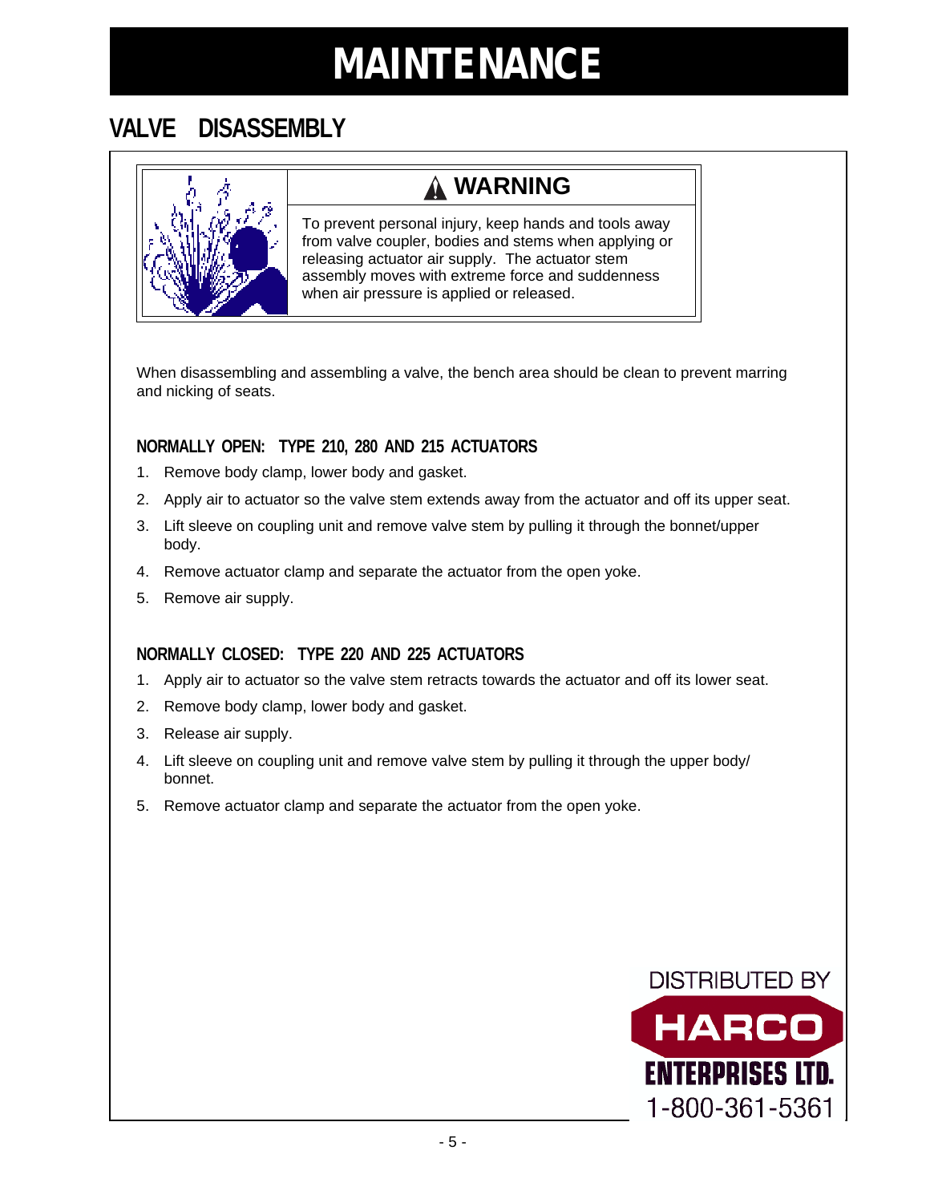# MAINTENANCE

## VALVE DISASSEMBLY

**⚠ WARNING**

To prevent personal injury, keep hands and tools away from valve coupler, bodies and stems when applying or releasing actuator air supply. The actuator stem assembly moves with extreme force and suddenness when air pressure is applied or released.

When disassembling and assembling a valve, the bench area should be clean to prevent marring and nicking of seats.

### NORMALLY OPEN: TYPE 210, 280 AND 215 ACTUATORS

1. Remove body clamp, lower body and gasket.
2. Apply air to actuator so the valve stem extends away from the actuator and off its upper seat.
3. Lift sleeve on coupling unit and remove valve stem by pulling it through the bonnet/upper body.
4. Remove actuator clamp and separate the actuator from the open yoke.
5. Remove air supply.

### NORMALLY CLOSED: TYPE 220 AND 225 ACTUATORS

1. Apply air to actuator so the valve stem retracts towards the actuator and off its lower seat.
2. Remove body clamp, lower body and gasket.
3. Release air supply.
4. Lift sleeve on coupling unit and remove valve stem by pulling it through the upper body/bonnet.
5. Remove actuator clamp and separate the actuator from the open yoke.

DISTRIBUTED BY
HARCO
ENTERPRISES LTD.
1-800-361-5361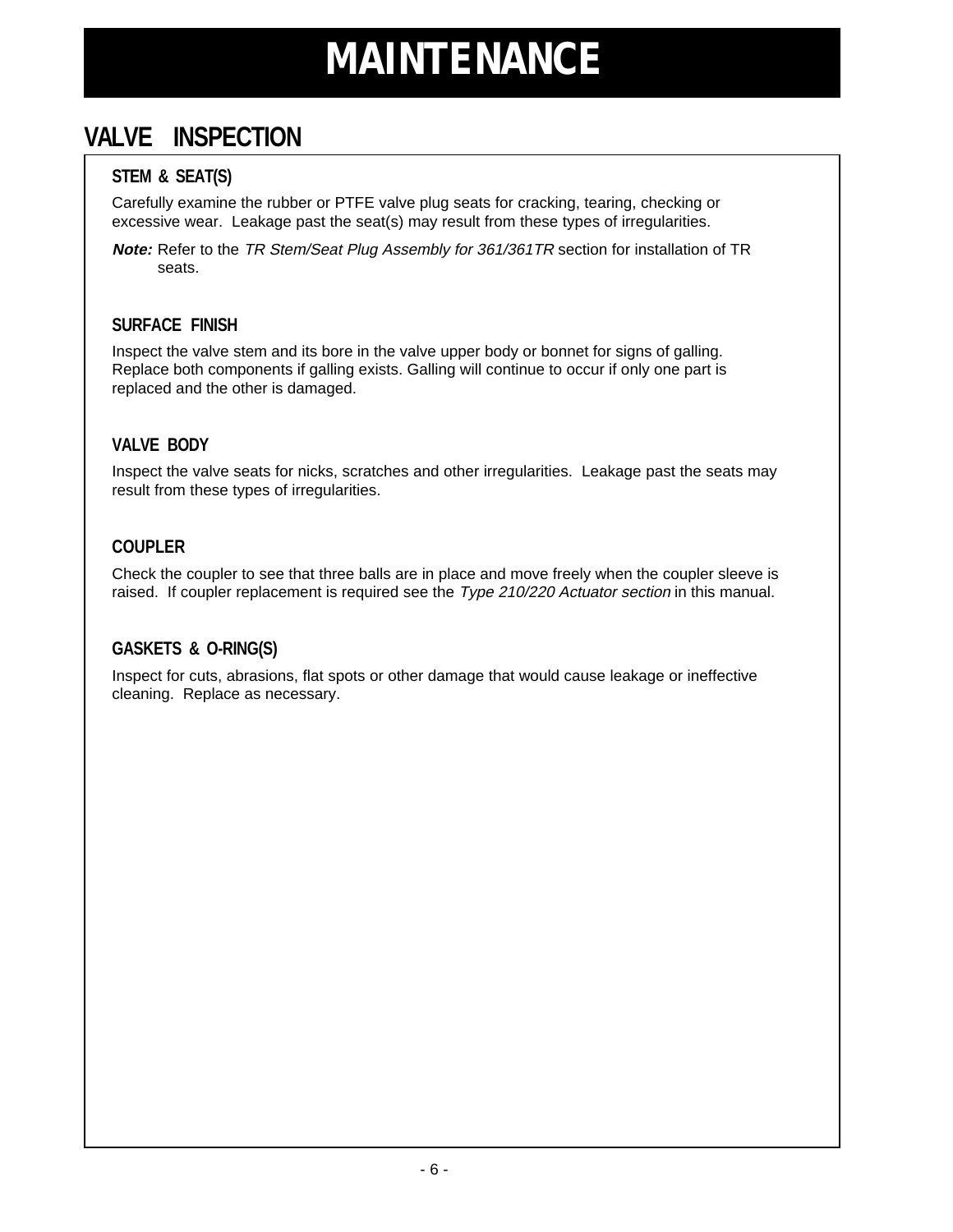# MAINTENANCE

## VALVE INSPECTION

### STEM & SEAT(S)

Carefully examine the rubber or PTFE valve plug seats for cracking, tearing, checking or excessive wear. Leakage past the seat(s) may result from these types of irregularities.

***Note:*** Refer to the *TR Stem/Seat Plug Assembly for 361/361TR* section for installation of TR seats.

### SURFACE FINISH

Inspect the valve stem and its bore in the valve upper body or bonnet for signs of galling. Replace both components if galling exists. Galling will continue to occur if only one part is replaced and the other is damaged.

### VALVE BODY

Inspect the valve seats for nicks, scratches and other irregularities. Leakage past the seats may result from these types of irregularities.

### COUPLER

Check the coupler to see that three balls are in place and move freely when the coupler sleeve is raised. If coupler replacement is required see the *Type 210/220 Actuator section* in this manual.

### GASKETS & O-RING(S)

Inspect for cuts, abrasions, flat spots or other damage that would cause leakage or ineffective cleaning. Replace as necessary.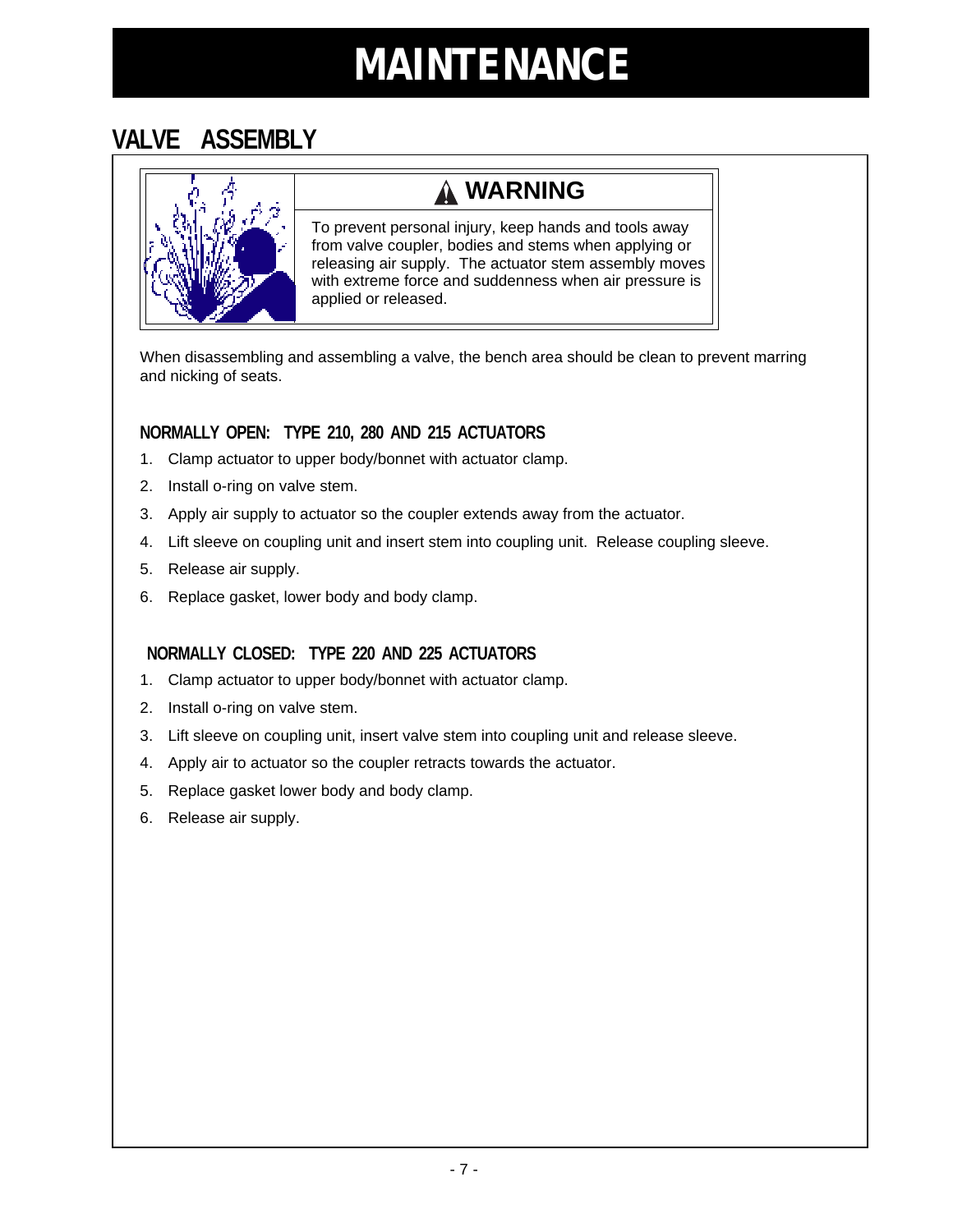# MAINTENANCE

## VALVE ASSEMBLY

**⚠ WARNING**

To prevent personal injury, keep hands and tools away from valve coupler, bodies and stems when applying or releasing air supply. The actuator stem assembly moves with extreme force and suddenness when air pressure is applied or released.

When disassembling and assembling a valve, the bench area should be clean to prevent marring and nicking of seats.

### NORMALLY OPEN: TYPE 210, 280 AND 215 ACTUATORS

1. Clamp actuator to upper body/bonnet with actuator clamp.
2. Install o-ring on valve stem.
3. Apply air supply to actuator so the coupler extends away from the actuator.
4. Lift sleeve on coupling unit and insert stem into coupling unit. Release coupling sleeve.
5. Release air supply.
6. Replace gasket, lower body and body clamp.

### NORMALLY CLOSED: TYPE 220 AND 225 ACTUATORS

1. Clamp actuator to upper body/bonnet with actuator clamp.
2. Install o-ring on valve stem.
3. Lift sleeve on coupling unit, insert valve stem into coupling unit and release sleeve.
4. Apply air to actuator so the coupler retracts towards the actuator.
5. Replace gasket lower body and body clamp.
6. Release air supply.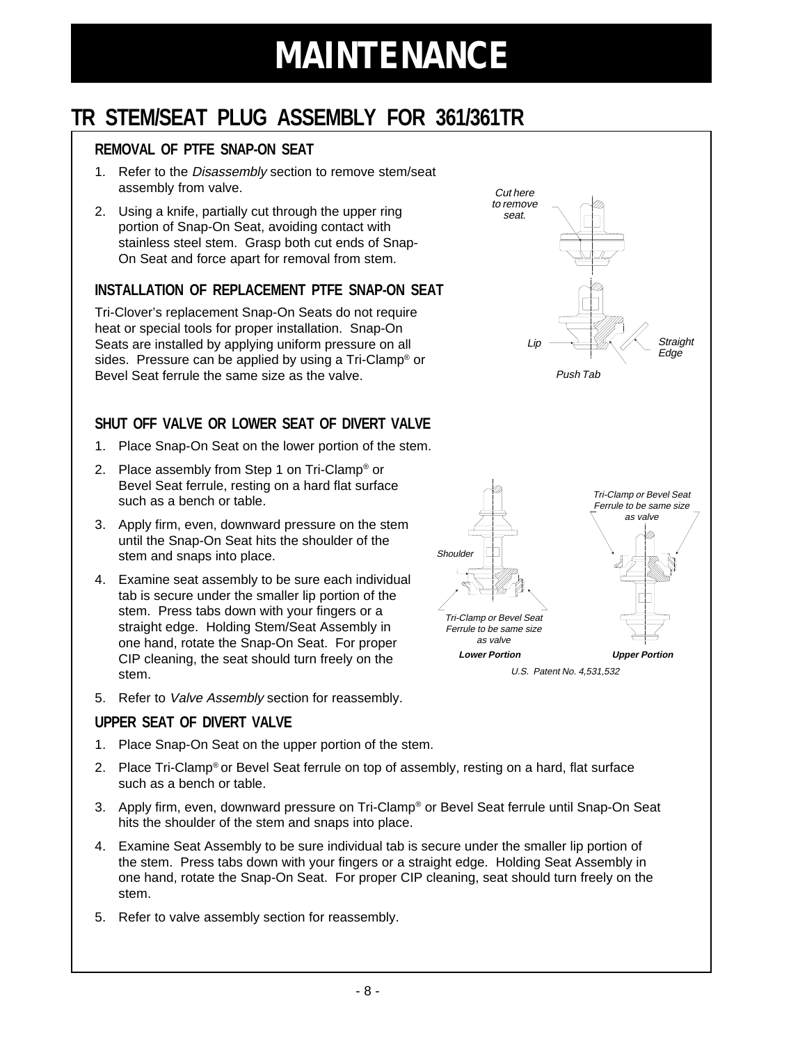# MAINTENANCE

## TR STEM/SEAT PLUG ASSEMBLY FOR 361/361TR

### REMOVAL OF PTFE SNAP-ON SEAT

1. Refer to the *Disassembly* section to remove stem/seat assembly from valve.
2. Using a knife, partially cut through the upper ring portion of Snap-On Seat, avoiding contact with stainless steel stem. Grasp both cut ends of Snap-On Seat and force apart for removal from stem.

### INSTALLATION OF REPLACEMENT PTFE SNAP-ON SEAT

Tri-Clover's replacement Snap-On Seats do not require heat or special tools for proper installation. Snap-On Seats are installed by applying uniform pressure on all sides. Pressure can be applied by using a Tri-Clamp® or Bevel Seat ferrule the same size as the valve.

*Cut here to remove seat.*

*Lip* *Straight Edge*

*Push Tab*

### SHUT OFF VALVE OR LOWER SEAT OF DIVERT VALVE

1. Place Snap-On Seat on the lower portion of the stem.
2. Place assembly from Step 1 on Tri-Clamp® or Bevel Seat ferrule, resting on a hard flat surface such as a bench or table.
3. Apply firm, even, downward pressure on the stem until the Snap-On Seat hits the shoulder of the stem and snaps into place.
4. Examine seat assembly to be sure each individual tab is secure under the smaller lip portion of the stem. Press tabs down with your fingers or a straight edge. Holding Stem/Seat Assembly in one hand, rotate the Snap-On Seat. For proper CIP cleaning, the seat should turn freely on the stem.
5. Refer to *Valve Assembly* section for reassembly.

*Shoulder*

*Tri-Clamp or Bevel Seat Ferrule to be same size as valve*

*Tri-Clamp or Bevel Seat Ferrule to be same size as valve*

***Lower Portion*** ***Upper Portion***

*U.S. Patent No. 4,531,532*

### UPPER SEAT OF DIVERT VALVE

1. Place Snap-On Seat on the upper portion of the stem.
2. Place Tri-Clamp® or Bevel Seat ferrule on top of assembly, resting on a hard, flat surface such as a bench or table.
3. Apply firm, even, downward pressure on Tri-Clamp® or Bevel Seat ferrule until Snap-On Seat hits the shoulder of the stem and snaps into place.
4. Examine Seat Assembly to be sure individual tab is secure under the smaller lip portion of the stem. Press tabs down with your fingers or a straight edge. Holding Seat Assembly in one hand, rotate the Snap-On Seat. For proper CIP cleaning, seat should turn freely on the stem.
5. Refer to valve assembly section for reassembly.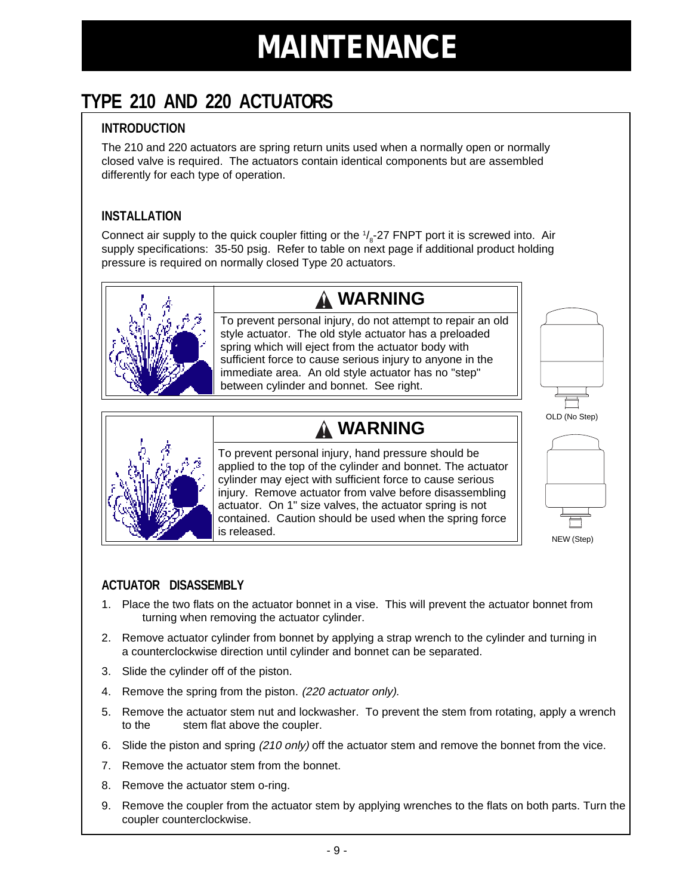# MAINTENANCE

## TYPE 210 AND 220 ACTUATORS

### INTRODUCTION

The 210 and 220 actuators are spring return units used when a normally open or normally closed valve is required. The actuators contain identical components but are assembled differently for each type of operation.

### INSTALLATION

Connect air supply to the quick coupler fitting or the $^1/_8$-27 FNPT port it is screwed into. Air supply specifications: 35-50 psig. Refer to table on next page if additional product holding pressure is required on normally closed Type 20 actuators.

> **⚠ WARNING**
>
> To prevent personal injury, do not attempt to repair an old style actuator. The old style actuator has a preloaded spring which will eject from the actuator body with sufficient force to cause serious injury to anyone in the immediate area. An old style actuator has no "step" between cylinder and bonnet. See right.

OLD (No Step)

> **⚠ WARNING**
>
> To prevent personal injury, hand pressure should be applied to the top of the cylinder and bonnet. The actuator cylinder may eject with sufficient force to cause serious injury. Remove actuator from valve before disassembling actuator. On 1" size valves, the actuator spring is not contained. Caution should be used when the spring force is released.

NEW (Step)

### ACTUATOR DISASSEMBLY

1. Place the two flats on the actuator bonnet in a vise. This will prevent the actuator bonnet from turning when removing the actuator cylinder.
2. Remove actuator cylinder from bonnet by applying a strap wrench to the cylinder and turning in a counterclockwise direction until cylinder and bonnet can be separated.
3. Slide the cylinder off of the piston.
4. Remove the spring from the piston. *(220 actuator only).*
5. Remove the actuator stem nut and lockwasher. To prevent the stem from rotating, apply a wrench to the stem flat above the coupler.
6. Slide the piston and spring *(210 only)* off the actuator stem and remove the bonnet from the vice.
7. Remove the actuator stem from the bonnet.
8. Remove the actuator stem o-ring.
9. Remove the coupler from the actuator stem by applying wrenches to the flats on both parts. Turn the coupler counterclockwise.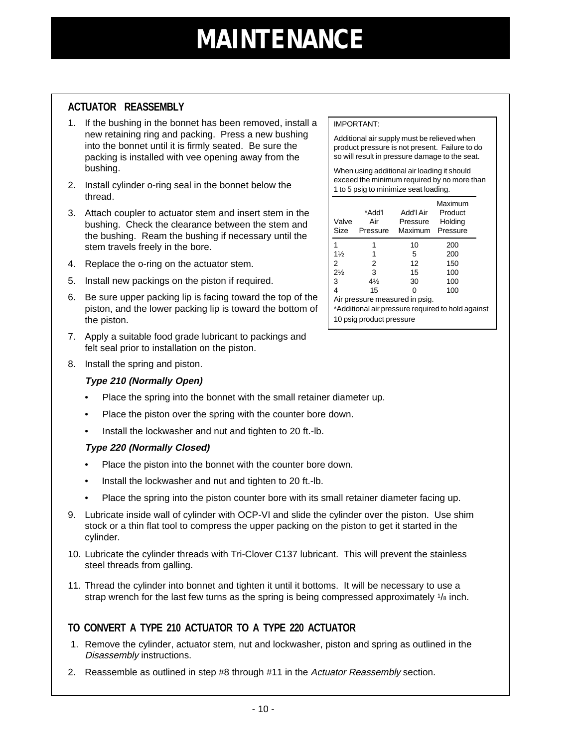# MAINTENANCE

## ACTUATOR REASSEMBLY

1. If the bushing in the bonnet has been removed, install a new retaining ring and packing. Press a new bushing into the bonnet until it is firmly seated. Be sure the packing is installed with vee opening away from the bushing.
2. Install cylinder o-ring seal in the bonnet below the thread.
3. Attach coupler to actuator stem and insert stem in the bushing. Check the clearance between the stem and the bushing. Ream the bushing if necessary until the stem travels freely in the bore.
4. Replace the o-ring on the actuator stem.
5. Install new packings on the piston if required.
6. Be sure upper packing lip is facing toward the top of the piston, and the lower packing lip is toward the bottom of the piston.
7. Apply a suitable food grade lubricant to packings and felt seal prior to installation on the piston.
8. Install the spring and piston.

   ***Type 210 (Normally Open)***

   - Place the spring into the bonnet with the small retainer diameter up.
   - Place the piston over the spring with the counter bore down.
   - Install the lockwasher and nut and tighten to 20 ft.-lb.

   ***Type 220 (Normally Closed)***

   - Place the piston into the bonnet with the counter bore down.
   - Install the lockwasher and nut and tighten to 20 ft.-lb.
   - Place the spring into the piston counter bore with its small retainer diameter facing up.

9. Lubricate inside wall of cylinder with OCP-VI and slide the cylinder over the piston. Use shim stock or a thin flat tool to compress the upper packing on the piston to get it started in the cylinder.
10. Lubricate the cylinder threads with Tri-Clover C137 lubricant. This will prevent the stainless steel threads from galling.
11. Thread the cylinder into bonnet and tighten it until it bottoms. It will be necessary to use a strap wrench for the last few turns as the spring is being compressed approximately 1/8 inch.

IMPORTANT:

Additional air supply must be relieved when product pressure is not present. Failure to do so will result in pressure damage to the seat.

When using additional air loading it should exceed the minimum required by no more than 1 to 5 psig to minimize seat loading.

| Valve Size | *Add'l Air Pressure | Add'l Air Pressure Maximum | Maximum Product Holding Pressure |
|---|---|---|---|
| 1 | 1 | 10 | 200 |
| 1½ | 1 | 5 | 200 |
| 2 | 2 | 12 | 150 |
| 2½ | 3 | 15 | 100 |
| 3 | 4½ | 30 | 100 |
| 4 | 15 | 0 | 100 |

Air pressure measured in psig.

*Additional air pressure required to hold against 10 psig product pressure

## TO CONVERT A TYPE 210 ACTUATOR TO A TYPE 220 ACTUATOR

1. Remove the cylinder, actuator stem, nut and lockwasher, piston and spring as outlined in the *Disassembly* instructions.
2. Reassemble as outlined in step #8 through #11 in the *Actuator Reassembly* section.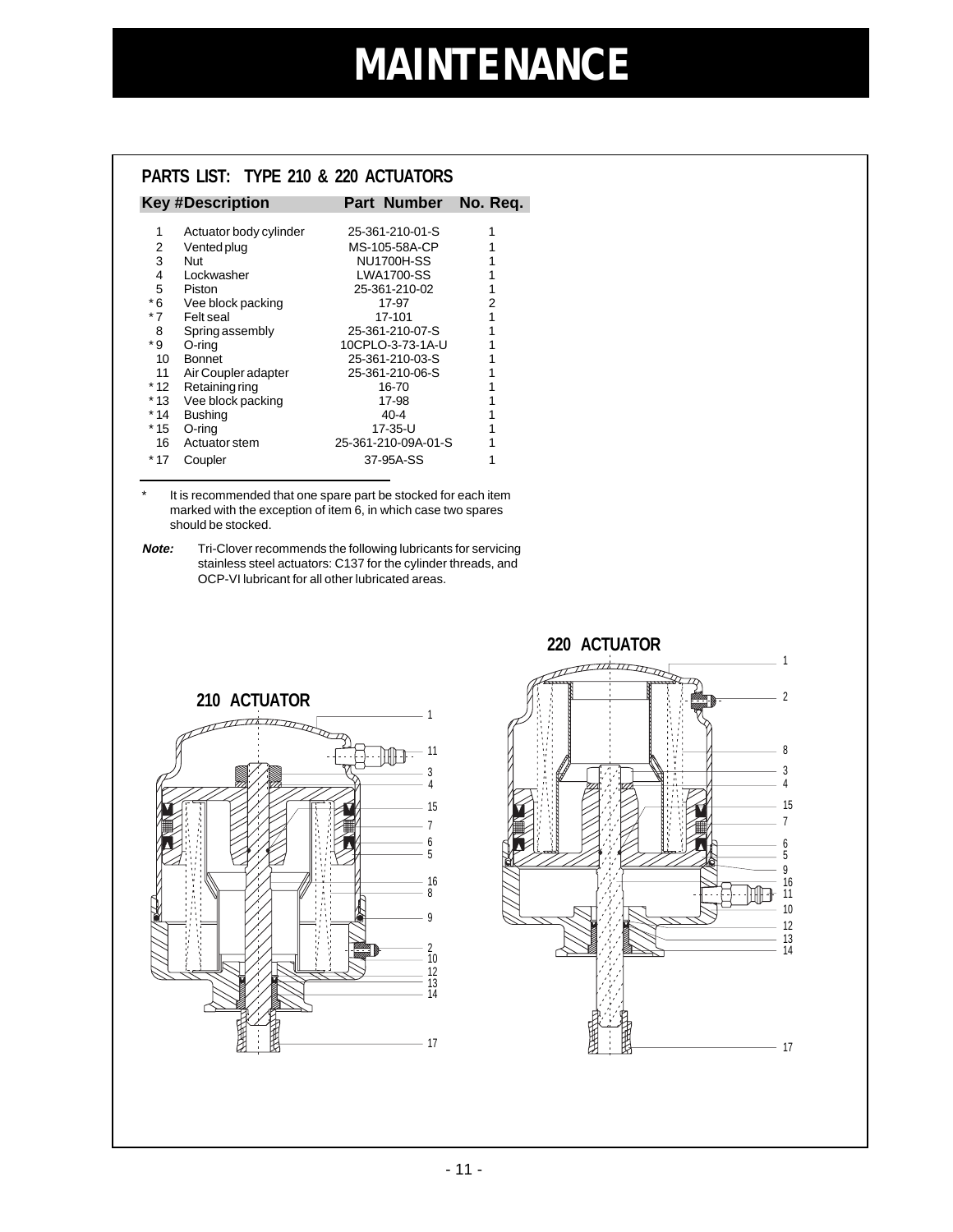# MAINTENANCE

## PARTS LIST: TYPE 210 & 220 ACTUATORS

| Key # | Description | Part Number | No. Req. |
|---|---|---|---|
| 1 | Actuator body cylinder | 25-361-210-01-S | 1 |
| 2 | Vented plug | MS-105-58A-CP | 1 |
| 3 | Nut | NU1700H-SS | 1 |
| 4 | Lockwasher | LWA1700-SS | 1 |
| 5 | Piston | 25-361-210-02 | 1 |
| *6 | Vee block packing | 17-97 | 2 |
| *7 | Felt seal | 17-101 | 1 |
| 8 | Spring assembly | 25-361-210-07-S | 1 |
| *9 | O-ring | 10CPLO-3-73-1A-U | 1 |
| 10 | Bonnet | 25-361-210-03-S | 1 |
| 11 | Air Coupler adapter | 25-361-210-06-S | 1 |
| *12 | Retaining ring | 16-70 | 1 |
| *13 | Vee block packing | 17-98 | 1 |
| *14 | Bushing | 40-4 | 1 |
| *15 | O-ring | 17-35-U | 1 |
| 16 | Actuator stem | 25-361-210-09A-01-S | 1 |
| *17 | Coupler | 37-95A-SS | 1 |

\* It is recommended that one spare part be stocked for each item marked with the exception of item 6, in which case two spares should be stocked.

***Note:*** Tri-Clover recommends the following lubricants for servicing stainless steel actuators: C137 for the cylinder threads, and OCP-VI lubricant for all other lubricated areas.

**210 ACTUATOR**

**220 ACTUATOR**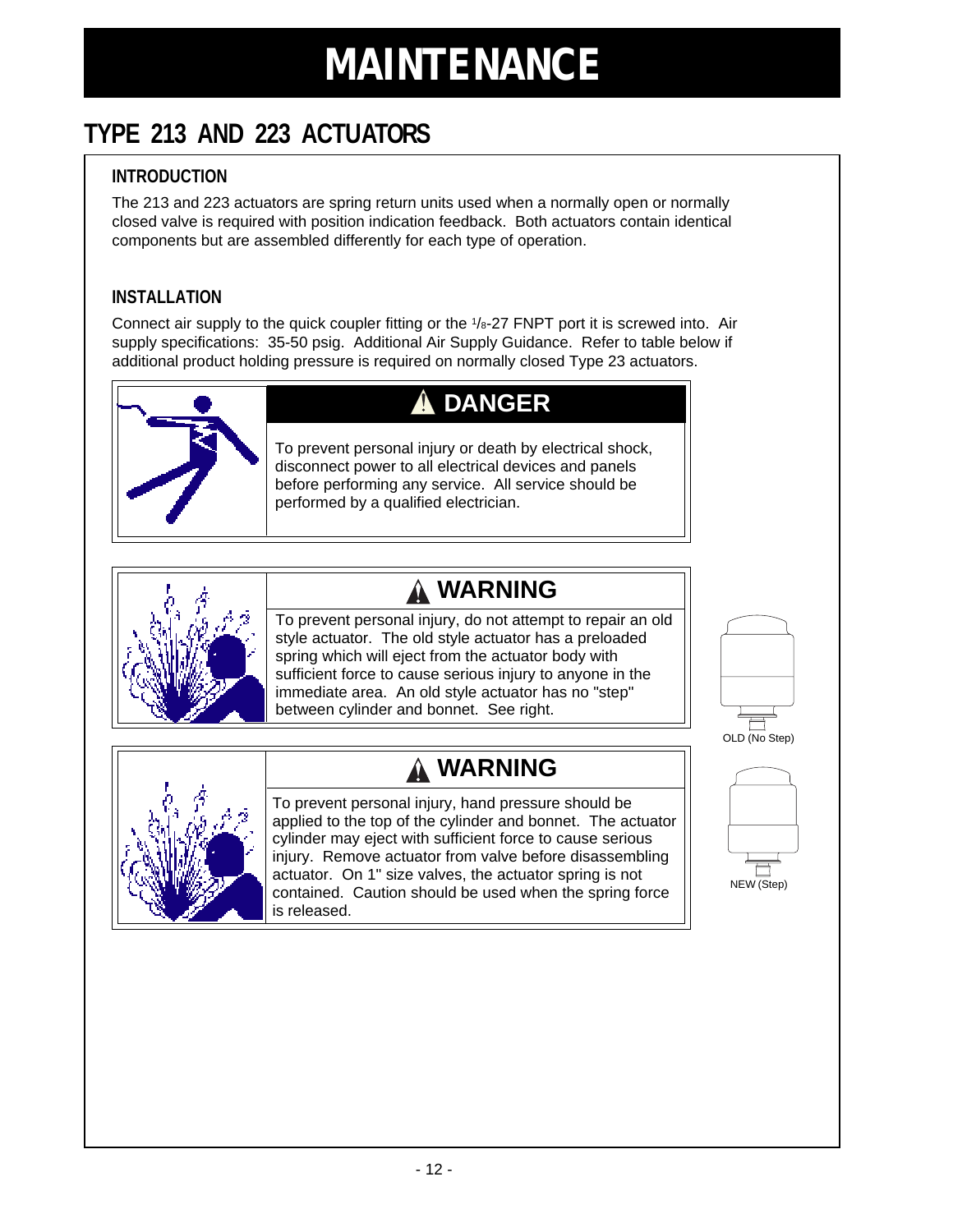# MAINTENANCE

## TYPE 213 AND 223 ACTUATORS

### INTRODUCTION

The 213 and 223 actuators are spring return units used when a normally open or normally closed valve is required with position indication feedback. Both actuators contain identical components but are assembled differently for each type of operation.

### INSTALLATION

Connect air supply to the quick coupler fitting or the 1/8-27 FNPT port it is screwed into. Air supply specifications: 35-50 psig. Additional Air Supply Guidance. Refer to table below if additional product holding pressure is required on normally closed Type 23 actuators.

**⚠ DANGER**

To prevent personal injury or death by electrical shock, disconnect power to all electrical devices and panels before performing any service. All service should be performed by a qualified electrician.

**⚠ WARNING**

To prevent personal injury, do not attempt to repair an old style actuator. The old style actuator has a preloaded spring which will eject from the actuator body with sufficient force to cause serious injury to anyone in the immediate area. An old style actuator has no "step" between cylinder and bonnet. See right.

OLD (No Step)

**⚠ WARNING**

To prevent personal injury, hand pressure should be applied to the top of the cylinder and bonnet. The actuator cylinder may eject with sufficient force to cause serious injury. Remove actuator from valve before disassembling actuator. On 1" size valves, the actuator spring is not contained. Caution should be used when the spring force is released.

NEW (Step)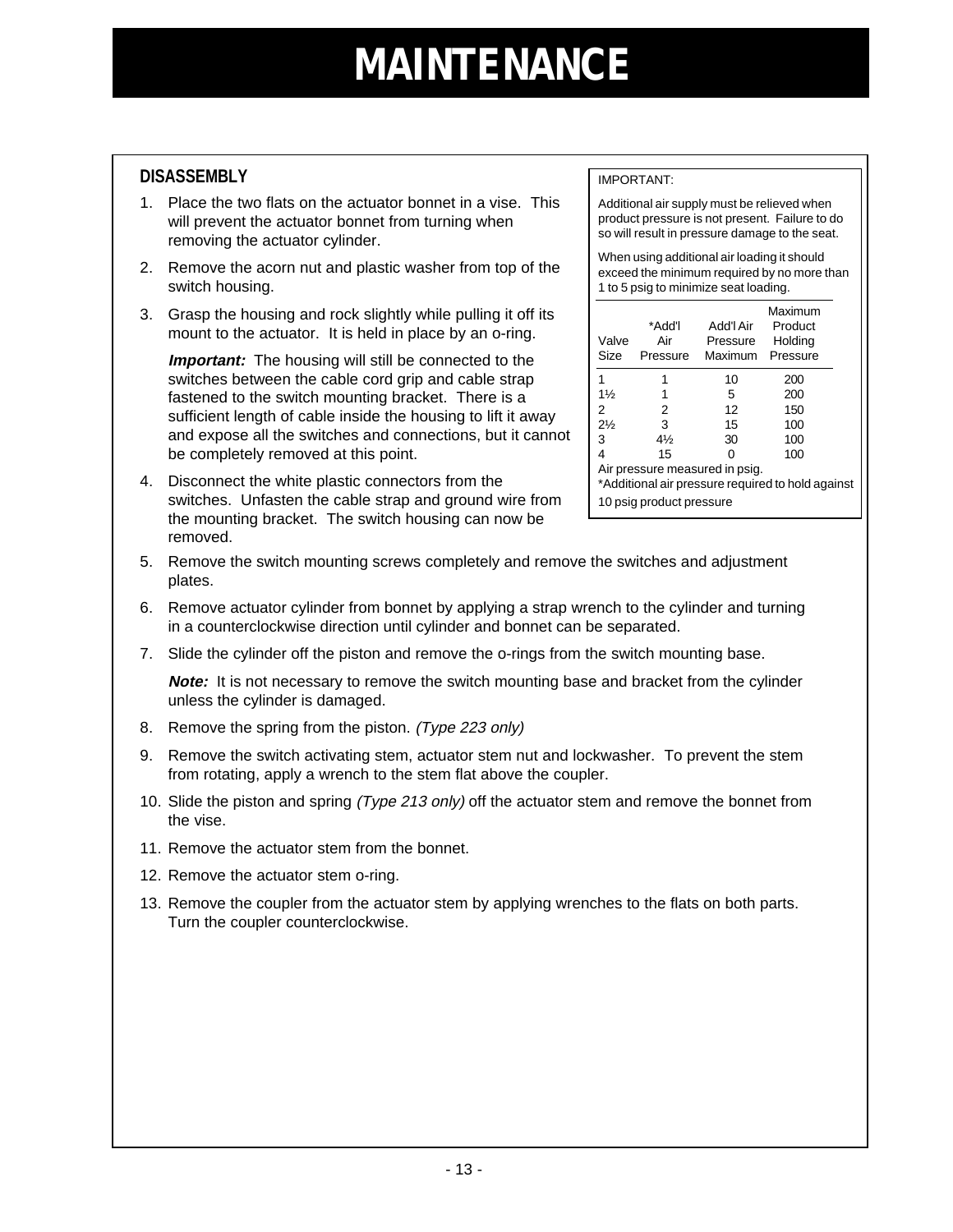# MAINTENANCE

## DISASSEMBLY

1. Place the two flats on the actuator bonnet in a vise. This will prevent the actuator bonnet from turning when removing the actuator cylinder.
2. Remove the acorn nut and plastic washer from top of the switch housing.
3. Grasp the housing and rock slightly while pulling it off its mount to the actuator. It is held in place by an o-ring.

   ***Important:*** The housing will still be connected to the switches between the cable cord grip and cable strap fastened to the switch mounting bracket. There is a sufficient length of cable inside the housing to lift it away and expose all the switches and connections, but it cannot be completely removed at this point.

4. Disconnect the white plastic connectors from the switches. Unfasten the cable strap and ground wire from the mounting bracket. The switch housing can now be removed.
5. Remove the switch mounting screws completely and remove the switches and adjustment plates.
6. Remove actuator cylinder from bonnet by applying a strap wrench to the cylinder and turning in a counterclockwise direction until cylinder and bonnet can be separated.
7. Slide the cylinder off the piston and remove the o-rings from the switch mounting base.

   ***Note:*** It is not necessary to remove the switch mounting base and bracket from the cylinder unless the cylinder is damaged.

8. Remove the spring from the piston. *(Type 223 only)*
9. Remove the switch activating stem, actuator stem nut and lockwasher. To prevent the stem from rotating, apply a wrench to the stem flat above the coupler.
10. Slide the piston and spring *(Type 213 only)* off the actuator stem and remove the bonnet from the vise.
11. Remove the actuator stem from the bonnet.
12. Remove the actuator stem o-ring.
13. Remove the coupler from the actuator stem by applying wrenches to the flats on both parts. Turn the coupler counterclockwise.

---

IMPORTANT:

Additional air supply must be relieved when product pressure is not present. Failure to do so will result in pressure damage to the seat.

When using additional air loading it should exceed the minimum required by no more than 1 to 5 psig to minimize seat loading.

| Valve Size | *Add'l Air Pressure | Add'l Air Pressure Maximum | Maximum Product Holding Pressure |
|---|---|---|---|
| 1 | 1 | 10 | 200 |
| 1½ | 1 | 5 | 200 |
| 2 | 2 | 12 | 150 |
| 2½ | 3 | 15 | 100 |
| 3 | 4½ | 30 | 100 |
| 4 | 15 | 0 | 100 |

Air pressure measured in psig.

*Additional air pressure required to hold against 10 psig product pressure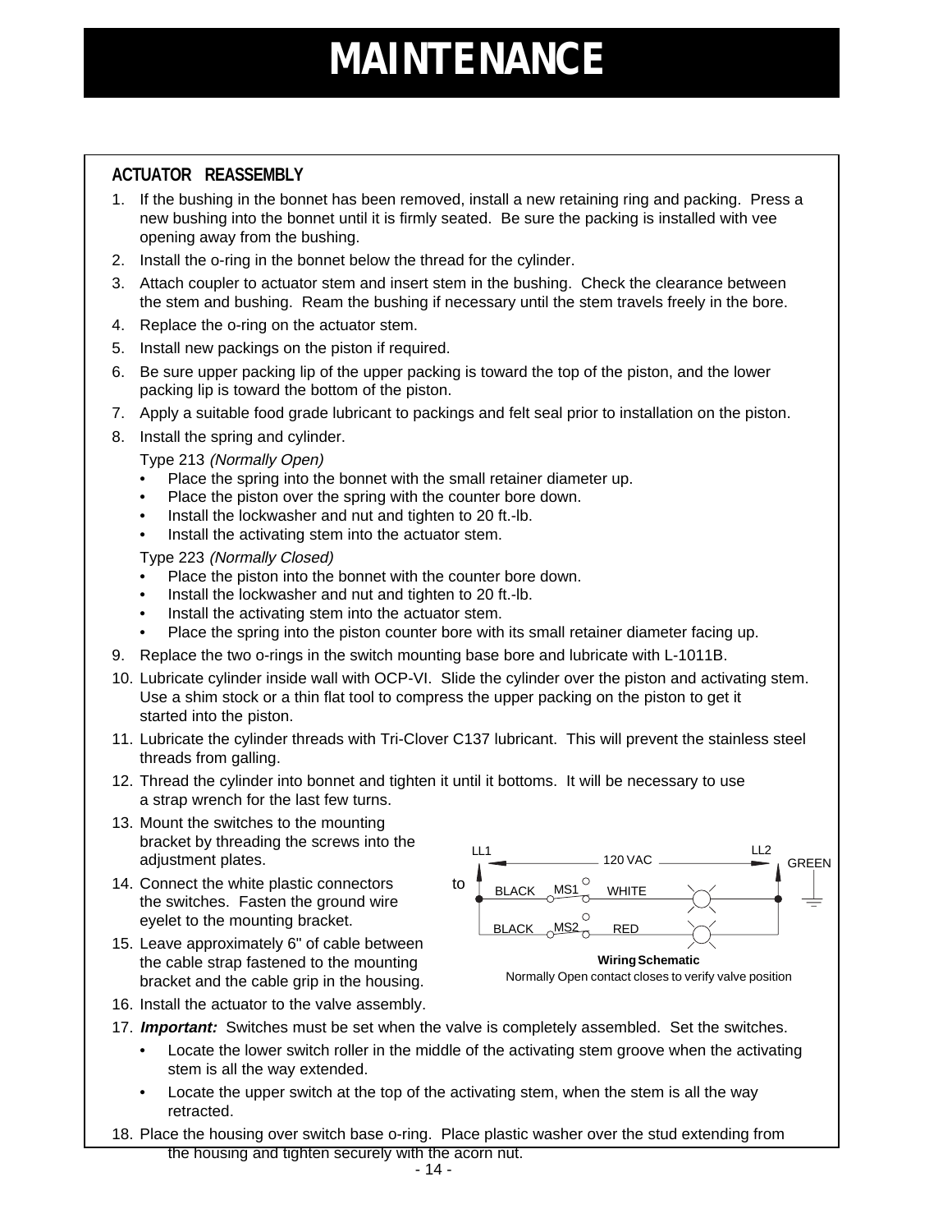# MAINTENANCE

## ACTUATOR REASSEMBLY

1. If the bushing in the bonnet has been removed, install a new retaining ring and packing. Press a new bushing into the bonnet until it is firmly seated. Be sure the packing is installed with vee opening away from the bushing.
2. Install the o-ring in the bonnet below the thread for the cylinder.
3. Attach coupler to actuator stem and insert stem in the bushing. Check the clearance between the stem and bushing. Ream the bushing if necessary until the stem travels freely in the bore.
4. Replace the o-ring on the actuator stem.
5. Install new packings on the piston if required.
6. Be sure upper packing lip of the upper packing is toward the top of the piston, and the lower packing lip is toward the bottom of the piston.
7. Apply a suitable food grade lubricant to packings and felt seal prior to installation on the piston.
8. Install the spring and cylinder.

   Type 213 *(Normally Open)*
   - Place the spring into the bonnet with the small retainer diameter up.
   - Place the piston over the spring with the counter bore down.
   - Install the lockwasher and nut and tighten to 20 ft.-lb.
   - Install the activating stem into the actuator stem.

   Type 223 *(Normally Closed)*
   - Place the piston into the bonnet with the counter bore down.
   - Install the lockwasher and nut and tighten to 20 ft.-lb.
   - Install the activating stem into the actuator stem.
   - Place the spring into the piston counter bore with its small retainer diameter facing up.
9. Replace the two o-rings in the switch mounting base bore and lubricate with L-1011B.
10. Lubricate cylinder inside wall with OCP-VI. Slide the cylinder over the piston and activating stem. Use a shim stock or a thin flat tool to compress the upper packing on the piston to get it started into the piston.
11. Lubricate the cylinder threads with Tri-Clover C137 lubricant. This will prevent the stainless steel threads from galling.
12. Thread the cylinder into bonnet and tighten it until it bottoms. It will be necessary to use a strap wrench for the last few turns.
13. Mount the switches to the mounting bracket by threading the screws into the adjustment plates.
14. Connect the white plastic connectors to the switches. Fasten the ground wire eyelet to the mounting bracket.
15. Leave approximately 6" of cable between the cable strap fastened to the mounting bracket and the cable grip in the housing.
16. Install the actuator to the valve assembly.
17. ***Important:*** Switches must be set when the valve is completely assembled. Set the switches.
    - Locate the lower switch roller in the middle of the activating stem groove when the activating stem is all the way extended.
    - Locate the upper switch at the top of the activating stem, when the stem is all the way retracted.
18. Place the housing over switch base o-ring. Place plastic washer over the stud extending from the housing and tighten securely with the acorn nut.

LL1 — 120 VAC — LL2 — GREEN

BLACK — MS1 — WHITE

BLACK — MS2 — RED

**Wiring Schematic**

Normally Open contact closes to verify valve position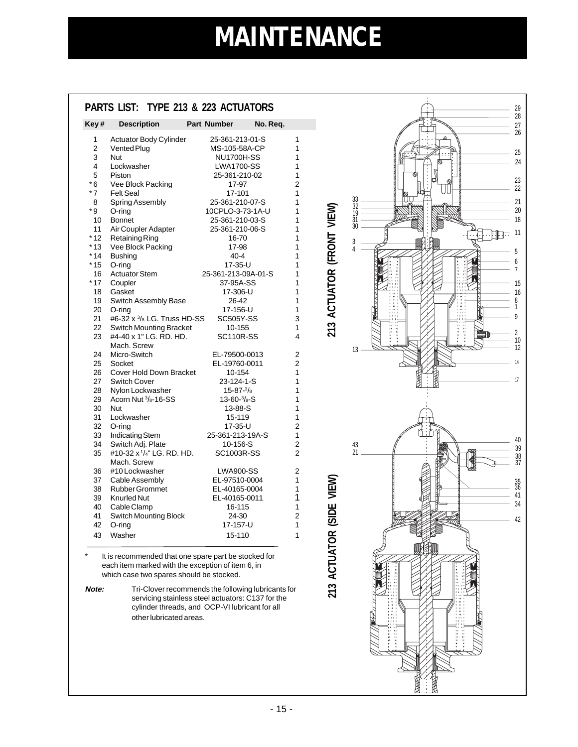# MAINTENANCE

## PARTS LIST: TYPE 213 & 223 ACTUATORS

| Key # | Description | Part Number | No. Req. |
|---|---|---|---|
| 1 | Actuator Body Cylinder | 25-361-213-01-S | 1 |
| 2 | Vented Plug | MS-105-58A-CP | 1 |
| 3 | Nut | NU1700H-SS | 1 |
| 4 | Lockwasher | LWA1700-SS | 1 |
| 5 | Piston | 25-361-210-02 | 1 |
| *6 | Vee Block Packing | 17-97 | 2 |
| *7 | Felt Seal | 17-101 | 1 |
| 8 | Spring Assembly | 25-361-210-07-S | 1 |
| *9 | O-ring | 10CPLO-3-73-1A-U | 1 |
| 10 | Bonnet | 25-361-210-03-S | 1 |
| 11 | Air Coupler Adapter | 25-361-210-06-S | 1 |
| *12 | Retaining Ring | 16-70 | 1 |
| *13 | Vee Block Packing | 17-98 | 1 |
| *14 | Bushing | 40-4 | 1 |
| *15 | O-ring | 17-35-U | 1 |
| 16 | Actuator Stem | 25-361-213-09A-01-S | 1 |
| *17 | Coupler | 37-95A-SS | 1 |
| 18 | Gasket | 17-306-U | 1 |
| 19 | Switch Assembly Base | 26-42 | 1 |
| 20 | O-ring | 17-156-U | 1 |
| 21 | #6-32 x 3/8 LG. Truss HD-SS | SC505Y-SS | 3 |
| 22 | Switch Mounting Bracket | 10-155 | 1 |
| 23 | #4-40 x 1" LG. RD. HD. Mach. Screw | SC110R-SS | 4 |
| 24 | Micro-Switch | EL-79500-0013 | 2 |
| 25 | Socket | EL-19760-0011 | 2 |
| 26 | Cover Hold Down Bracket | 10-154 | 1 |
| 27 | Switch Cover | 23-124-1-S | 1 |
| 28 | Nylon Lockwasher | 15-87-3/8 | 1 |
| 29 | Acorn Nut 3/8-16-SS | 13-60-3/8-S | 1 |
| 30 | Nut | 13-88-S | 1 |
| 31 | Lockwasher | 15-119 | 1 |
| 32 | O-ring | 17-35-U | 2 |
| 33 | Indicating Stem | 25-361-213-19A-S | 1 |
| 34 | Switch Adj. Plate | 10-156-S | 2 |
| 35 | #10-32 x 1/4" LG. RD. HD. Mach. Screw | SC1003R-SS | 2 |
| 36 | #10 Lockwasher | LWA900-SS | 2 |
| 37 | Cable Assembly | EL-97510-0004 | 1 |
| 38 | Rubber Grommet | EL-40165-0004 | 1 |
| 39 | Knurled Nut | EL-40165-0011 | 1 |
| 40 | Cable Clamp | 16-115 | 1 |
| 41 | Switch Mounting Block | 24-30 | 2 |
| 42 | O-ring | 17-157-U | 1 |
| 43 | Washer | 15-110 | 1 |

\* It is recommended that one spare part be stocked for each item marked with the exception of item 6, in which case two spares should be stocked.

***Note:*** Tri-Clover recommends the following lubricants for servicing stainless steel actuators: C137 for the cylinder threads, and OCP-VI lubricant for all other lubricated areas.

**213 ACTUATOR (FRONT VIEW)**

**213 ACTUATOR (SIDE VIEW)**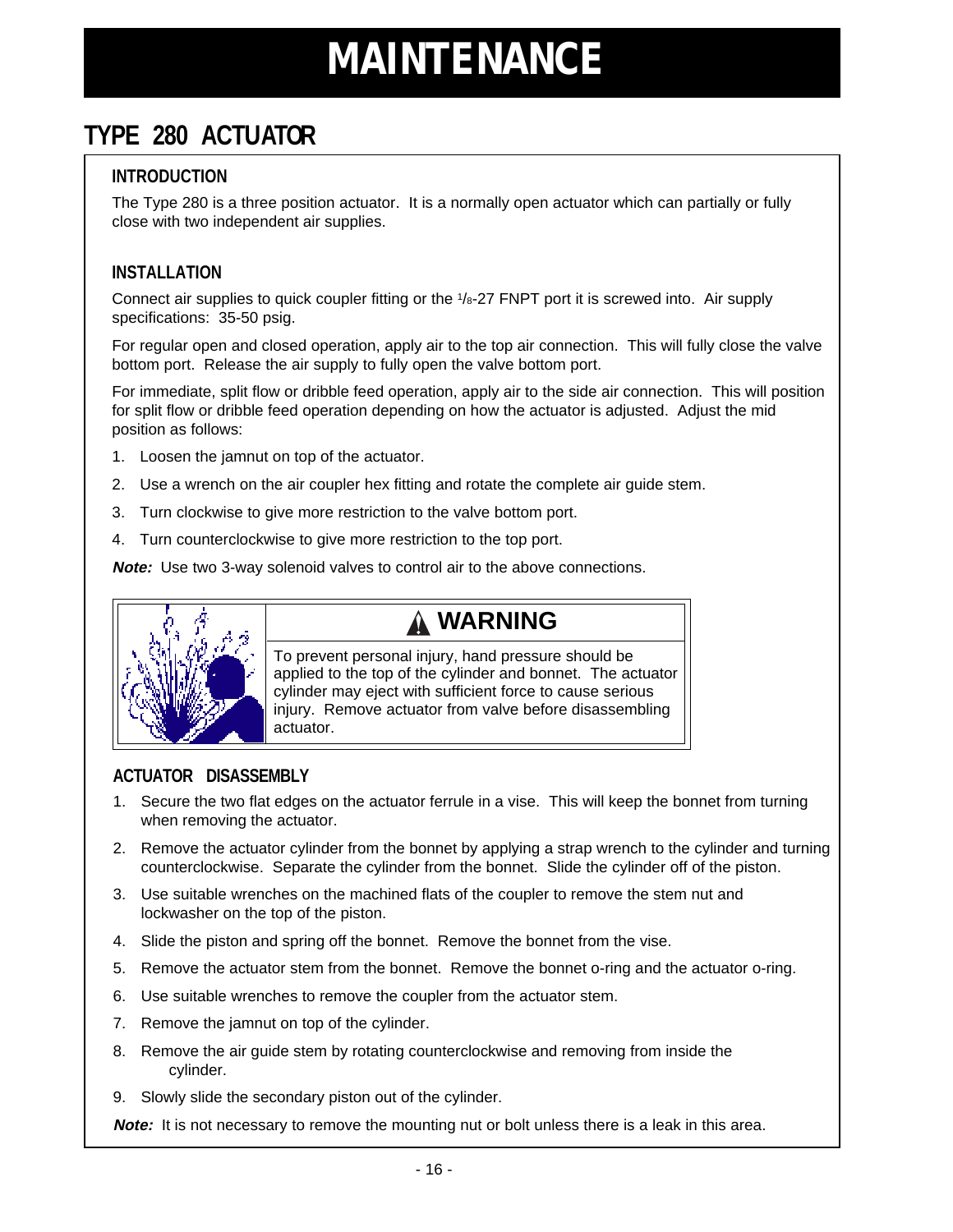# MAINTENANCE

## TYPE 280 ACTUATOR

### INTRODUCTION

The Type 280 is a three position actuator. It is a normally open actuator which can partially or fully close with two independent air supplies.

### INSTALLATION

Connect air supplies to quick coupler fitting or the 1/8-27 FNPT port it is screwed into. Air supply specifications: 35-50 psig.

For regular open and closed operation, apply air to the top air connection. This will fully close the valve bottom port. Release the air supply to fully open the valve bottom port.

For immediate, split flow or dribble feed operation, apply air to the side air connection. This will position for split flow or dribble feed operation depending on how the actuator is adjusted. Adjust the mid position as follows:

1. Loosen the jamnut on top of the actuator.
2. Use a wrench on the air coupler hex fitting and rotate the complete air guide stem.
3. Turn clockwise to give more restriction to the valve bottom port.
4. Turn counterclockwise to give more restriction to the top port.

***Note:*** Use two 3-way solenoid valves to control air to the above connections.

**⚠ WARNING**

To prevent personal injury, hand pressure should be applied to the top of the cylinder and bonnet. The actuator cylinder may eject with sufficient force to cause serious injury. Remove actuator from valve before disassembling actuator.

### ACTUATOR DISASSEMBLY

1. Secure the two flat edges on the actuator ferrule in a vise. This will keep the bonnet from turning when removing the actuator.
2. Remove the actuator cylinder from the bonnet by applying a strap wrench to the cylinder and turning counterclockwise. Separate the cylinder from the bonnet. Slide the cylinder off of the piston.
3. Use suitable wrenches on the machined flats of the coupler to remove the stem nut and lockwasher on the top of the piston.
4. Slide the piston and spring off the bonnet. Remove the bonnet from the vise.
5. Remove the actuator stem from the bonnet. Remove the bonnet o-ring and the actuator o-ring.
6. Use suitable wrenches to remove the coupler from the actuator stem.
7. Remove the jamnut on top of the cylinder.
8. Remove the air guide stem by rotating counterclockwise and removing from inside the cylinder.
9. Slowly slide the secondary piston out of the cylinder.

***Note:*** It is not necessary to remove the mounting nut or bolt unless there is a leak in this area.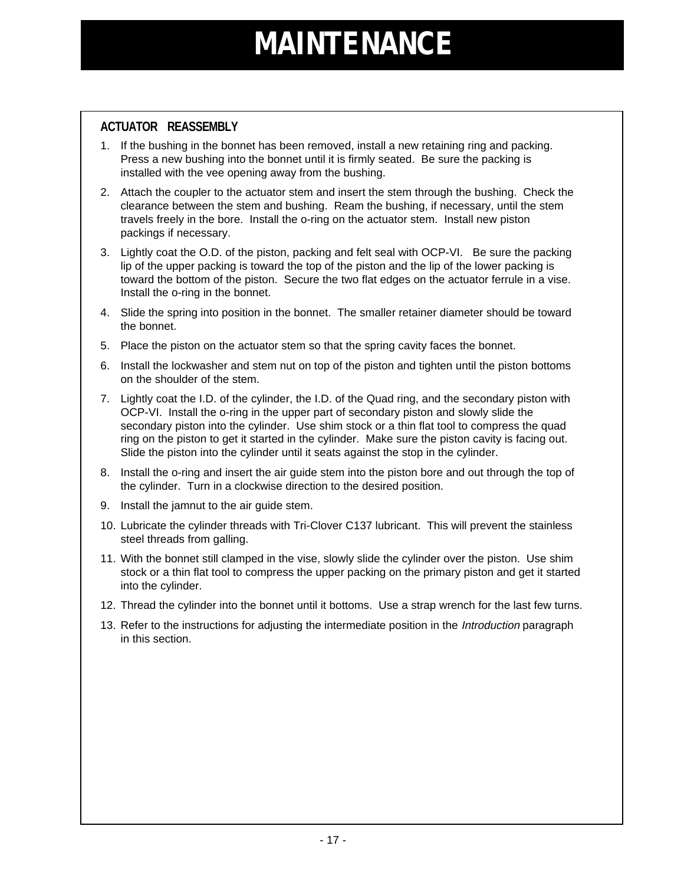# MAINTENANCE

### ACTUATOR REASSEMBLY

1. If the bushing in the bonnet has been removed, install a new retaining ring and packing. Press a new bushing into the bonnet until it is firmly seated. Be sure the packing is installed with the vee opening away from the bushing.
2. Attach the coupler to the actuator stem and insert the stem through the bushing. Check the clearance between the stem and bushing. Ream the bushing, if necessary, until the stem travels freely in the bore. Install the o-ring on the actuator stem. Install new piston packings if necessary.
3. Lightly coat the O.D. of the piston, packing and felt seal with OCP-VI. Be sure the packing lip of the upper packing is toward the top of the piston and the lip of the lower packing is toward the bottom of the piston. Secure the two flat edges on the actuator ferrule in a vise. Install the o-ring in the bonnet.
4. Slide the spring into position in the bonnet. The smaller retainer diameter should be toward the bonnet.
5. Place the piston on the actuator stem so that the spring cavity faces the bonnet.
6. Install the lockwasher and stem nut on top of the piston and tighten until the piston bottoms on the shoulder of the stem.
7. Lightly coat the I.D. of the cylinder, the I.D. of the Quad ring, and the secondary piston with OCP-VI. Install the o-ring in the upper part of secondary piston and slowly slide the secondary piston into the cylinder. Use shim stock or a thin flat tool to compress the quad ring on the piston to get it started in the cylinder. Make sure the piston cavity is facing out. Slide the piston into the cylinder until it seats against the stop in the cylinder.
8. Install the o-ring and insert the air guide stem into the piston bore and out through the top of the cylinder. Turn in a clockwise direction to the desired position.
9. Install the jamnut to the air guide stem.
10. Lubricate the cylinder threads with Tri-Clover C137 lubricant. This will prevent the stainless steel threads from galling.
11. With the bonnet still clamped in the vise, slowly slide the cylinder over the piston. Use shim stock or a thin flat tool to compress the upper packing on the primary piston and get it started into the cylinder.
12. Thread the cylinder into the bonnet until it bottoms. Use a strap wrench for the last few turns.
13. Refer to the instructions for adjusting the intermediate position in the *Introduction* paragraph in this section.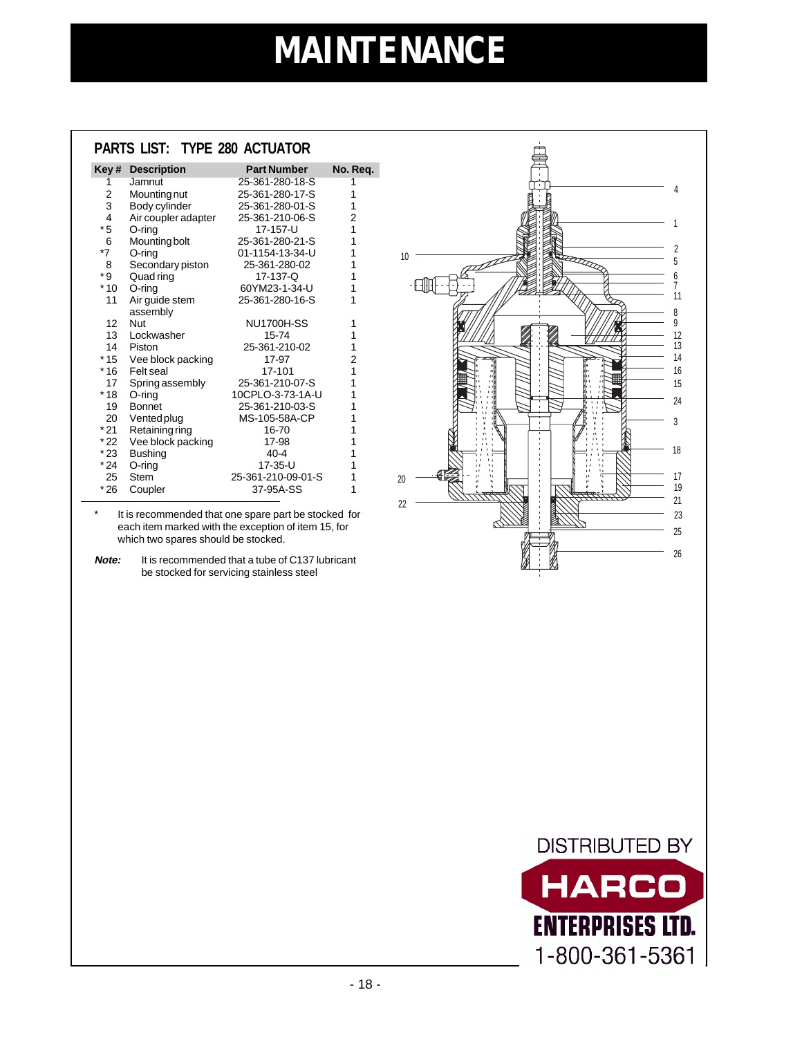# MAINTENANCE

## PARTS LIST: TYPE 280 ACTUATOR

| Key # | Description | Part Number | No. Req. |
|---|---|---|---|
| 1 | Jamnut | 25-361-280-18-S | 1 |
| 2 | Mounting nut | 25-361-280-17-S | 1 |
| 3 | Body cylinder | 25-361-280-01-S | 1 |
| 4 | Air coupler adapter | 25-361-210-06-S | 2 |
| *5 | O-ring | 17-157-U | 1 |
| 6 | Mounting bolt | 25-361-280-21-S | 1 |
| *7 | O-ring | 01-1154-13-34-U | 1 |
| 8 | Secondary piston | 25-361-280-02 | 1 |
| *9 | Quad ring | 17-137-Q | 1 |
| *10 | O-ring | 60YM23-1-34-U | 1 |
| 11 | Air guide stem assembly | 25-361-280-16-S | 1 |
| 12 | Nut | NU1700H-SS | 1 |
| 13 | Lockwasher | 15-74 | 1 |
| 14 | Piston | 25-361-210-02 | 1 |
| *15 | Vee block packing | 17-97 | 2 |
| *16 | Felt seal | 17-101 | 1 |
| 17 | Spring assembly | 25-361-210-07-S | 1 |
| *18 | O-ring | 10CPLO-3-73-1A-U | 1 |
| 19 | Bonnet | 25-361-210-03-S | 1 |
| 20 | Vented plug | MS-105-58A-CP | 1 |
| *21 | Retaining ring | 16-70 | 1 |
| *22 | Vee block packing | 17-98 | 1 |
| *23 | Bushing | 40-4 | 1 |
| *24 | O-ring | 17-35-U | 1 |
| 25 | Stem | 25-361-210-09-01-S | 1 |
| *26 | Coupler | 37-95A-SS | 1 |

\* It is recommended that one spare part be stocked for each item marked with the exception of item 15, for which two spares should be stocked.

***Note:*** It is recommended that a tube of C137 lubricant be stocked for servicing stainless steel

DISTRIBUTED BY

HARCO ENTERPRISES LTD.

1-800-361-5361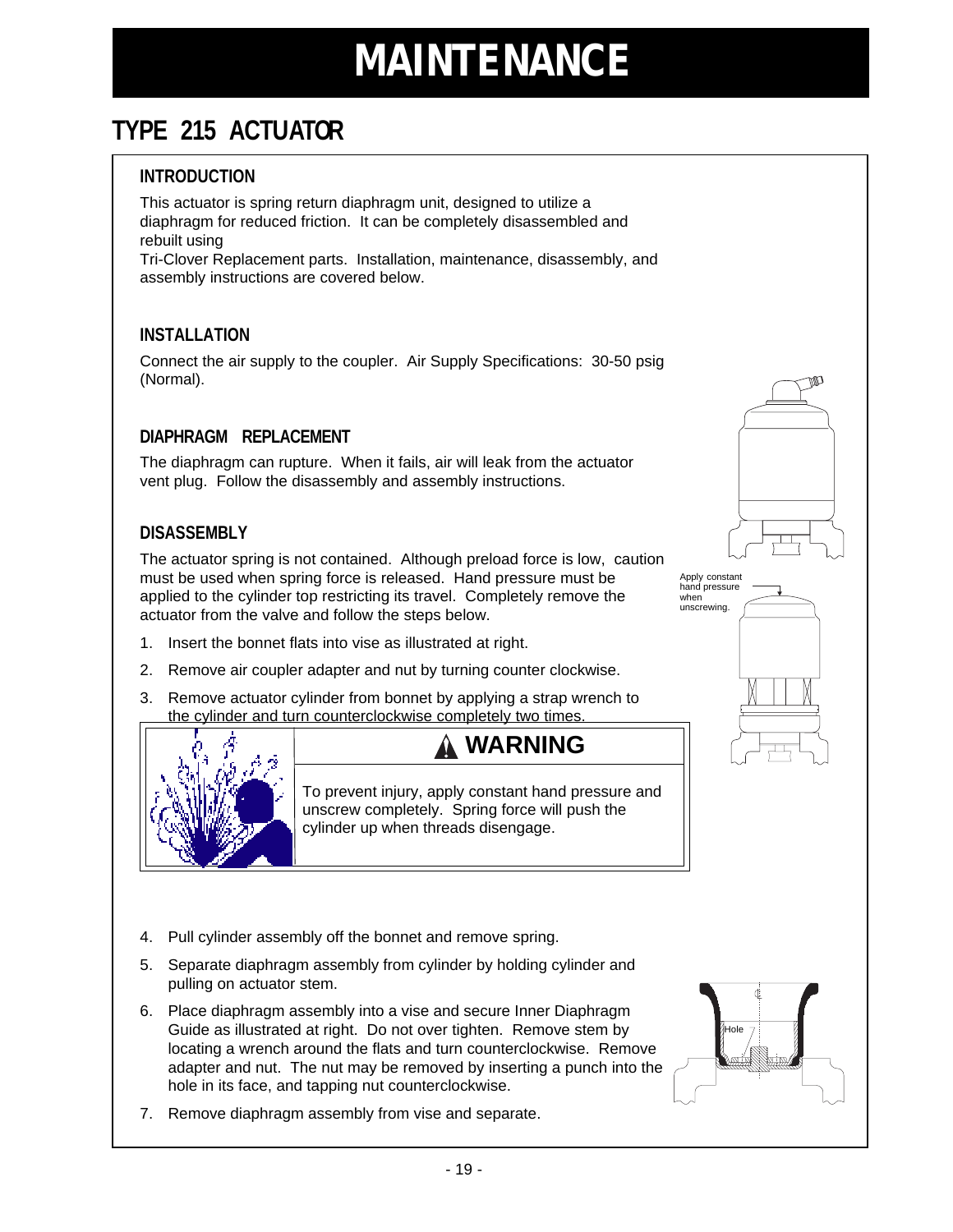# MAINTENANCE

## TYPE 215 ACTUATOR

### INTRODUCTION

This actuator is spring return diaphragm unit, designed to utilize a diaphragm for reduced friction. It can be completely disassembled and rebuilt using
Tri-Clover Replacement parts. Installation, maintenance, disassembly, and assembly instructions are covered below.

### INSTALLATION

Connect the air supply to the coupler. Air Supply Specifications: 30-50 psig (Normal).

### DIAPHRAGM REPLACEMENT

The diaphragm can rupture. When it fails, air will leak from the actuator vent plug. Follow the disassembly and assembly instructions.

### DISASSEMBLY

The actuator spring is not contained. Although preload force is low, caution must be used when spring force is released. Hand pressure must be applied to the cylinder top restricting its travel. Completely remove the actuator from the valve and follow the steps below.

Apply constant hand pressure when unscrewing.

1. Insert the bonnet flats into vise as illustrated at right.
2. Remove air coupler adapter and nut by turning counter clockwise.
3. Remove actuator cylinder from bonnet by applying a strap wrench to the cylinder and turn counterclockwise completely two times.

> **⚠ WARNING**
>
> To prevent injury, apply constant hand pressure and unscrew completely. Spring force will push the cylinder up when threads disengage.

4. Pull cylinder assembly off the bonnet and remove spring.
5. Separate diaphragm assembly from cylinder by holding cylinder and pulling on actuator stem.
6. Place diaphragm assembly into a vise and secure Inner Diaphragm Guide as illustrated at right. Do not over tighten. Remove stem by locating a wrench around the flats and turn counterclockwise. Remove adapter and nut. The nut may be removed by inserting a punch into the hole in its face, and tapping nut counterclockwise.
7. Remove diaphragm assembly from vise and separate.

Hole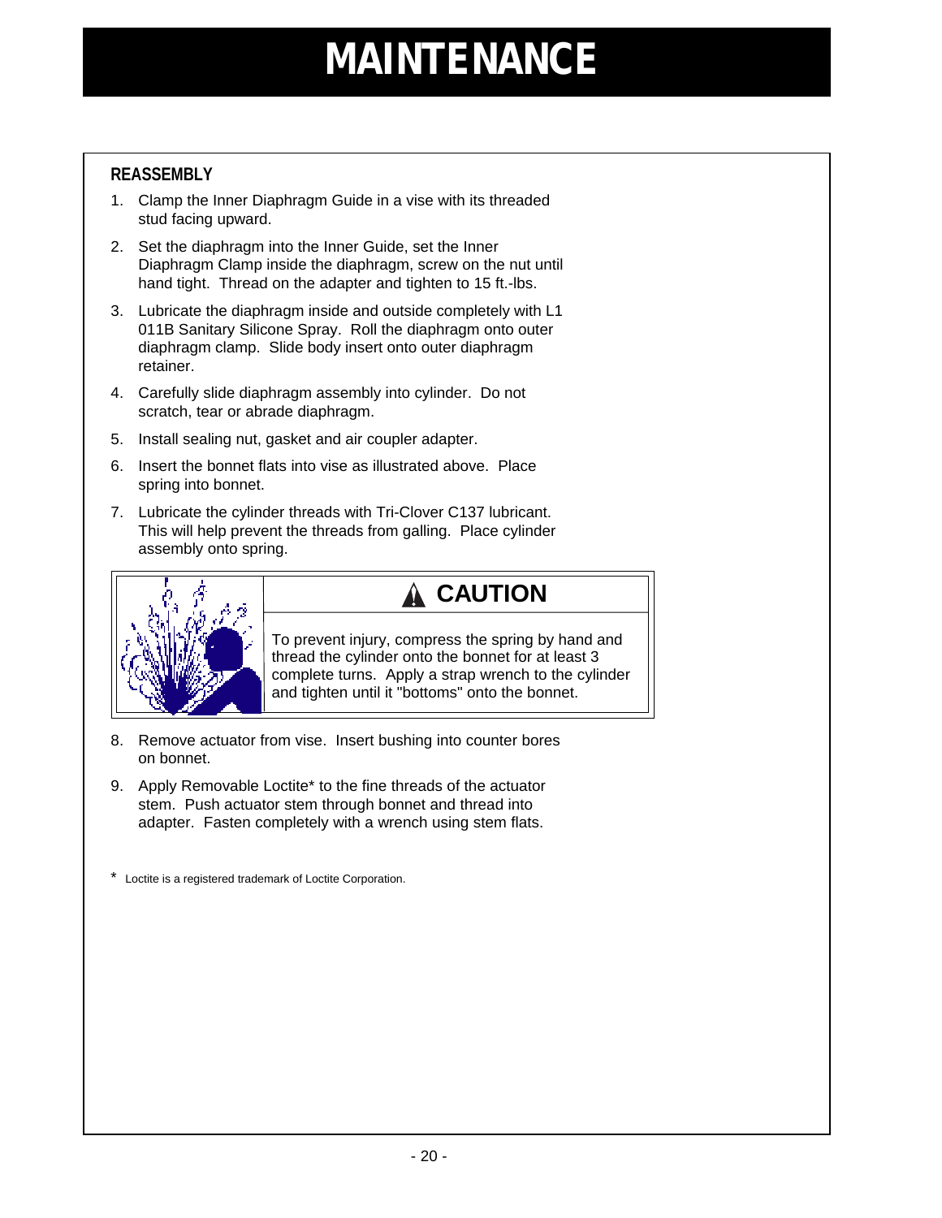# MAINTENANCE

### REASSEMBLY

1. Clamp the Inner Diaphragm Guide in a vise with its threaded stud facing upward.
2. Set the diaphragm into the Inner Guide, set the Inner Diaphragm Clamp inside the diaphragm, screw on the nut until hand tight. Thread on the adapter and tighten to 15 ft.-lbs.
3. Lubricate the diaphragm inside and outside completely with L1 011B Sanitary Silicone Spray. Roll the diaphragm onto outer diaphragm clamp. Slide body insert onto outer diaphragm retainer.
4. Carefully slide diaphragm assembly into cylinder. Do not scratch, tear or abrade diaphragm.
5. Install sealing nut, gasket and air coupler adapter.
6. Insert the bonnet flats into vise as illustrated above. Place spring into bonnet.
7. Lubricate the cylinder threads with Tri-Clover C137 lubricant. This will help prevent the threads from galling. Place cylinder assembly onto spring.

> **⚠ CAUTION**
>
> To prevent injury, compress the spring by hand and thread the cylinder onto the bonnet for at least 3 complete turns. Apply a strap wrench to the cylinder and tighten until it "bottoms" onto the bonnet.

8. Remove actuator from vise. Insert bushing into counter bores on bonnet.
9. Apply Removable Loctite* to the fine threads of the actuator stem. Push actuator stem through bonnet and thread into adapter. Fasten completely with a wrench using stem flats.

\* Loctite is a registered trademark of Loctite Corporation.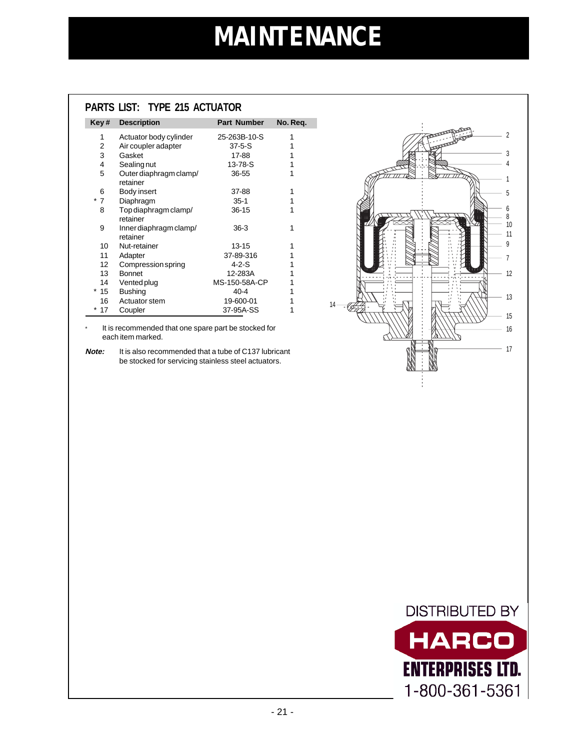# MAINTENANCE

## PARTS LIST: TYPE 215 ACTUATOR

| Key # | Description | Part Number | No. Req. |
|---|---|---|---|
| 1 | Actuator body cylinder | 25-263B-10-S | 1 |
| 2 | Air coupler adapter | 37-5-S | 1 |
| 3 | Gasket | 17-88 | 1 |
| 4 | Sealing nut | 13-78-S | 1 |
| 5 | Outer diaphragm clamp/ retainer | 36-55 | 1 |
| 6 | Body insert | 37-88 | 1 |
| * 7 | Diaphragm | 35-1 | 1 |
| 8 | Top diaphragm clamp/ retainer | 36-15 | 1 |
| 9 | Inner diaphragm clamp/ retainer | 36-3 | 1 |
| 10 | Nut-retainer | 13-15 | 1 |
| 11 | Adapter | 37-89-316 | 1 |
| 12 | Compression spring | 4-2-S | 1 |
| 13 | Bonnet | 12-283A | 1 |
| 14 | Vented plug | MS-150-58A-CP | 1 |
| * 15 | Bushing | 40-4 | 1 |
| 16 | Actuator stem | 19-600-01 | 1 |
| * 17 | Coupler | 37-95A-SS | 1 |

\* It is recommended that one spare part be stocked for each item marked.

***Note:*** It is also recommended that a tube of C137 lubricant be stocked for servicing stainless steel actuators.

DISTRIBUTED BY
HARCO
ENTERPRISES LTD.
1-800-361-5361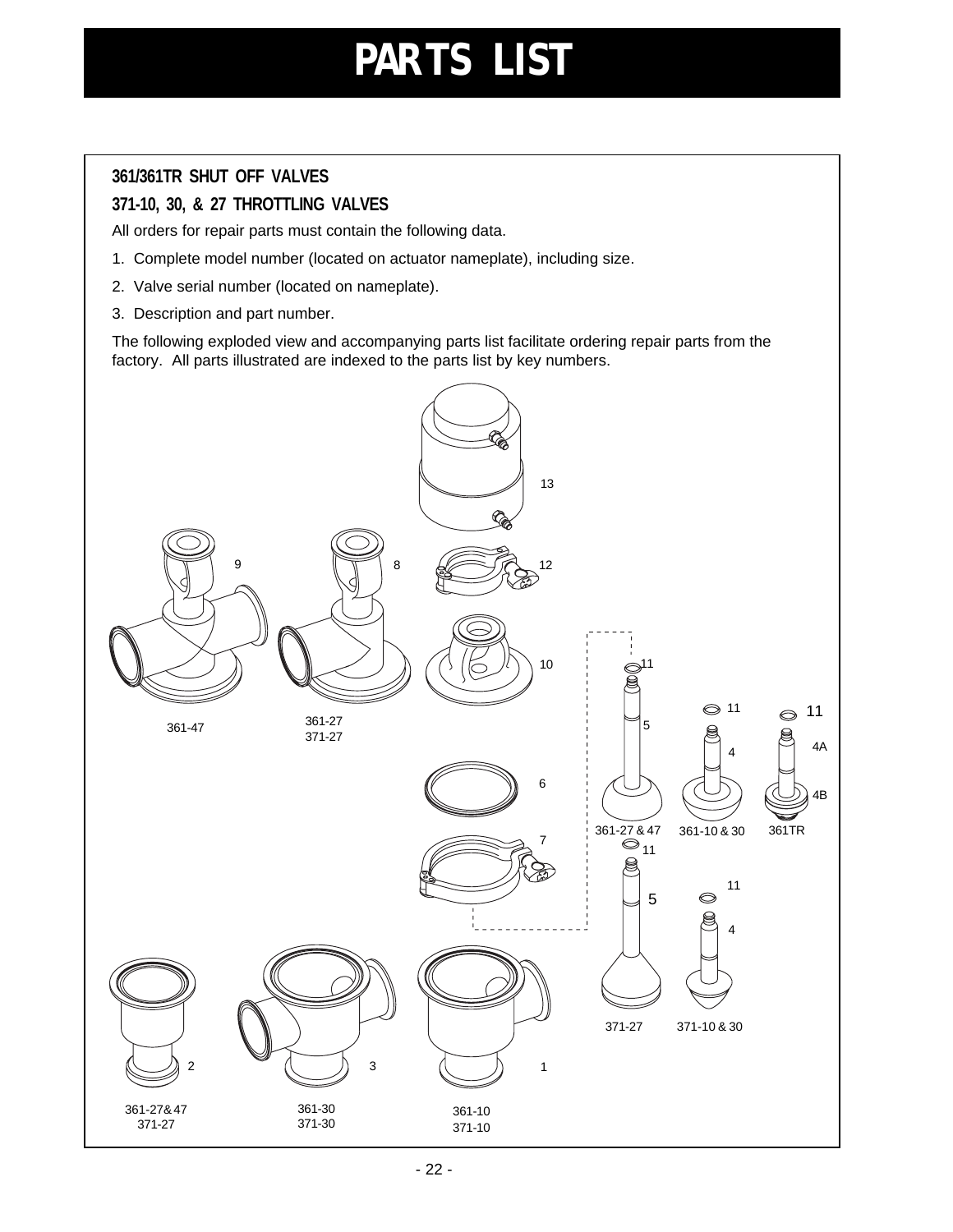# PARTS LIST

**361/361TR SHUT OFF VALVES**

**371-10, 30, & 27 THROTTLING VALVES**

All orders for repair parts must contain the following data.

1. Complete model number (located on actuator nameplate), including size.
2. Valve serial number (located on nameplate).
3. Description and part number.

The following exploded view and accompanying parts list facilitate ordering repair parts from the factory. All parts illustrated are indexed to the parts list by key numbers.

13

9 8 12

10 11

361-47 361-27 371-27 5 11 11

4 4A

6 4B

361-27 & 47 361-10 & 30 361TR

7 11

11

5

4

371-27 371-10 & 30

2 3 1

361-27& 47 371-27 361-30 371-30 361-10 371-10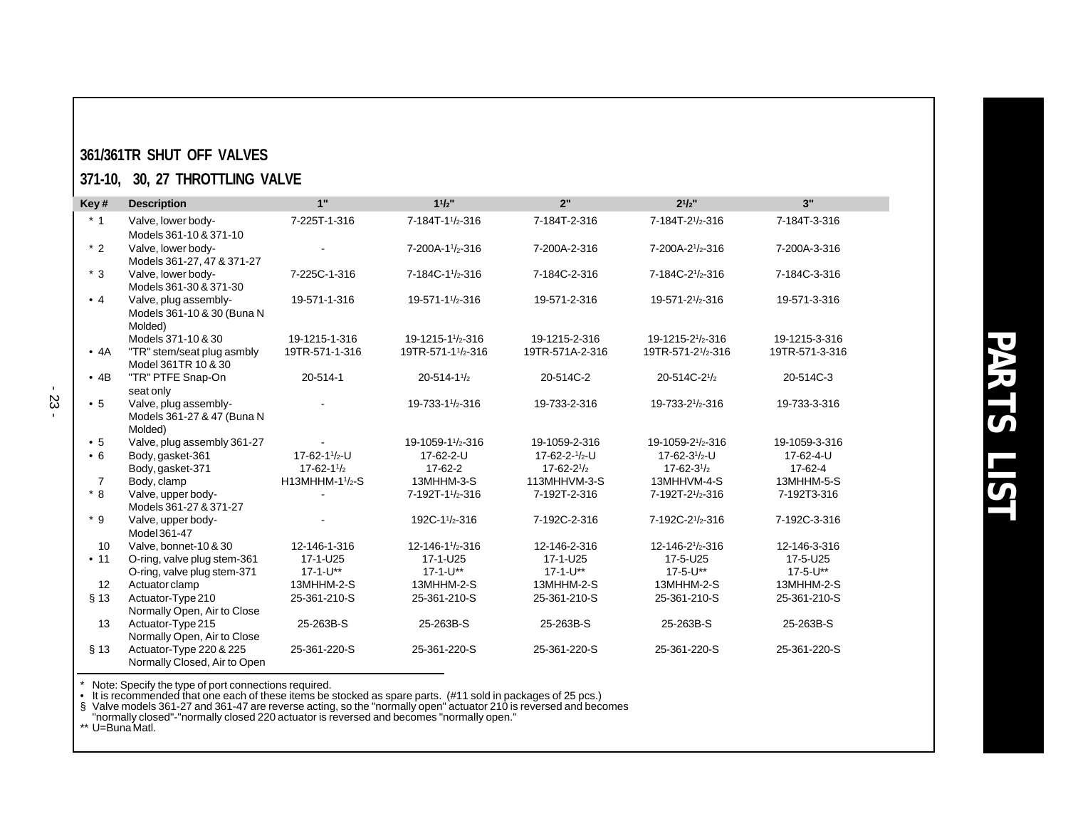## 361/361TR SHUT OFF VALVES

## 371-10, 30, 27 THROTTLING VALVE

| Key # | Description | 1" | 1 1/2" | 2" | 2 1/2" | 3" |
|---|---|---|---|---|---|---|
| * 1 | Valve, lower body- Models 361-10 & 371-10 | 7-225T-1-316 | 7-184T-1 1/2-316 | 7-184T-2-316 | 7-184T-2 1/2-316 | 7-184T-3-316 |
| * 2 | Valve, lower body- Models 361-27, 47 & 371-27 | - | 7-200A-1 1/2-316 | 7-200A-2-316 | 7-200A-2 1/2-316 | 7-200A-3-316 |
| * 3 | Valve, lower body- Models 361-30 & 371-30 | 7-225C-1-316 | 7-184C-1 1/2-316 | 7-184C-2-316 | 7-184C-2 1/2-316 | 7-184C-3-316 |
| • 4 | Valve, plug assembly- Models 361-10 & 30 (Buna N Molded) | 19-571-1-316 | 19-571-1 1/2-316 | 19-571-2-316 | 19-571-2 1/2-316 | 19-571-3-316 |
| | Models 371-10 & 30 | 19-1215-1-316 | 19-1215-1 1/2-316 | 19-1215-2-316 | 19-1215-2 1/2-316 | 19-1215-3-316 |
| • 4A | "TR" stem/seat plug asmbly Model 361TR 10 & 30 | 19TR-571-1-316 | 19TR-571-1 1/2-316 | 19TR-571A-2-316 | 19TR-571-2 1/2-316 | 19TR-571-3-316 |
| • 4B | "TR" PTFE Snap-On seat only | 20-514-1 | 20-514-1 1/2 | 20-514C-2 | 20-514C-2 1/2 | 20-514C-3 |
| • 5 | Valve, plug assembly- Models 361-27 & 47 (Buna N Molded) | - | 19-733-1 1/2-316 | 19-733-2-316 | 19-733-2 1/2-316 | 19-733-3-316 |
| • 5 | Valve, plug assembly 361-27 | - | 19-1059-1 1/2-316 | 19-1059-2-316 | 19-1059-2 1/2-316 | 19-1059-3-316 |
| • 6 | Body, gasket-361 | 17-62-1 1/2-U | 17-62-2-U | 17-62-2-1/2-U | 17-62-3 1/2-U | 17-62-4-U |
| | Body, gasket-371 | 17-62-1 1/2 | 17-62-2 | 17-62-2 1/2 | 17-62-3 1/2 | 17-62-4 |
| 7 | Body, clamp | H13MHHM-1 1/2-S | 13MHHM-3-S | 113MHHVM-3-S | 13MHHVM-4-S | 13MHHM-5-S |
| * 8 | Valve, upper body- Models 361-27 & 371-27 | - | 7-192T-1 1/2-316 | 7-192T-2-316 | 7-192T-2 1/2-316 | 7-192T3-316 |
| * 9 | Valve, upper body- Model 361-47 | - | 192C-1 1/2-316 | 7-192C-2-316 | 7-192C-2 1/2-316 | 7-192C-3-316 |
| 10 | Valve, bonnet-10 & 30 | 12-146-1-316 | 12-146-1 1/2-316 | 12-146-2-316 | 12-146-2 1/2-316 | 12-146-3-316 |
| • 11 | O-ring, valve plug stem-361 | 17-1-U25 | 17-1-U25 | 17-1-U25 | 17-5-U25 | 17-5-U25 |
| | O-ring, valve plug stem-371 | 17-1-U** | 17-1-U** | 17-1-U** | 17-5-U** | 17-5-U** |
| 12 | Actuator clamp | 13MHHM-2-S | 13MHHM-2-S | 13MHHM-2-S | 13MHHM-2-S | 13MHHM-2-S |
| § 13 | Actuator-Type 210 Normally Open, Air to Close | 25-361-210-S | 25-361-210-S | 25-361-210-S | 25-361-210-S | 25-361-210-S |
| 13 | Actuator-Type 215 Normally Open, Air to Close | 25-263B-S | 25-263B-S | 25-263B-S | 25-263B-S | 25-263B-S |
| § 13 | Actuator-Type 220 & 225 Normally Closed, Air to Open | 25-361-220-S | 25-361-220-S | 25-361-220-S | 25-361-220-S | 25-361-220-S |

\* Note: Specify the type of port connections required.
• It is recommended that one each of these items be stocked as spare parts. (#11 sold in packages of 25 pcs.)
§ Valve models 361-27 and 361-47 are reverse acting, so the "normally open" actuator 210 is reversed and becomes "normally closed"-"normally closed 220 actuator is reversed and becomes "normally open."
** U=Buna Matl.

**PARTS LIST**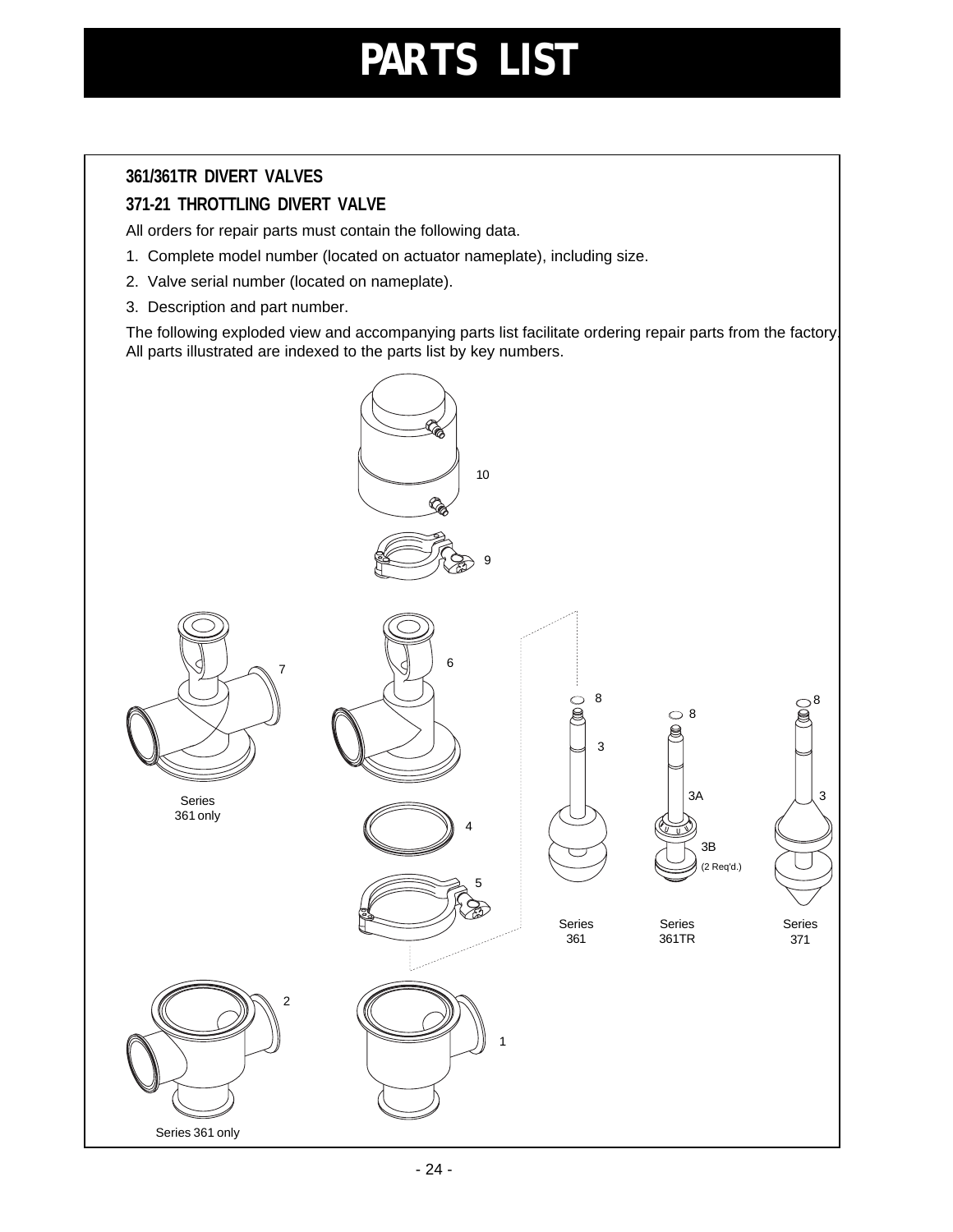# PARTS LIST

### 361/361TR DIVERT VALVES

### 371-21 THROTTLING DIVERT VALVE

All orders for repair parts must contain the following data.

1. Complete model number (located on actuator nameplate), including size.
2. Valve serial number (located on nameplate).
3. Description and part number.

The following exploded view and accompanying parts list facilitate ordering repair parts from the factory. All parts illustrated are indexed to the parts list by key numbers.

10

9

7

Series 361 only

6

4

5

8

3

Series 361

8

3A

3B (2 Req'd.)

Series 361TR

8

3

Series 371

2

Series 361 only

1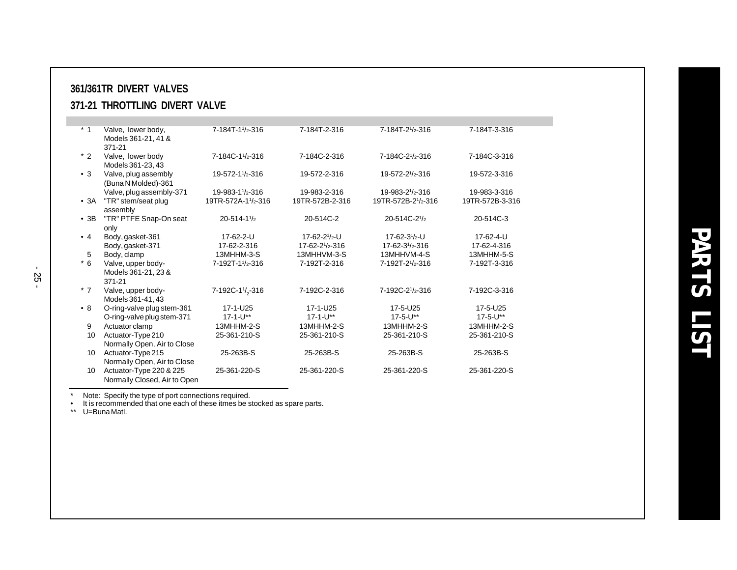## 361/361TR DIVERT VALVES

## 371-21 THROTTLING DIVERT VALVE

| | | | | | |
|---|---|---|---|---|---|
| * 1 | Valve, lower body, Models 361-21, 41 & 371-21 | 7-184T-1½-316 | 7-184T-2-316 | 7-184T-2½-316 | 7-184T-3-316 |
| * 2 | Valve, lower body Models 361-23, 43 | 7-184C-1½-316 | 7-184C-2-316 | 7-184C-2½-316 | 7-184C-3-316 |
| • 3 | Valve, plug assembly (Buna N Molded)-361 | 19-572-1½-316 | 19-572-2-316 | 19-572-2½-316 | 19-572-3-316 |
| | Valve, plug assembly-371 | 19-983-1½-316 | 19-983-2-316 | 19-983-2½-316 | 19-983-3-316 |
| • 3A | "TR" stem/seat plug assembly | 19TR-572A-1½-316 | 19TR-572B-2-316 | 19TR-572B-2½-316 | 19TR-572B-3-316 |
| • 3B | "TR" PTFE Snap-On seat only | 20-514-1½ | 20-514C-2 | 20-514C-2½ | 20-514C-3 |
| • 4 | Body, gasket-361 | 17-62-2-U | 17-62-2½-U | 17-62-3½-U | 17-62-4-U |
| | Body, gasket-371 | 17-62-2-316 | 17-62-2½-316 | 17-62-3½-316 | 17-62-4-316 |
| 5 | Body, clamp | 13MHHM-3-S | 13MHHVM-3-S | 13MHHVM-4-S | 13MHHM-5-S |
| * 6 | Valve, upper body- Models 361-21, 23 & 371-21 | 7-192T-1½-316 | 7-192T-2-316 | 7-192T-2½-316 | 7-192T-3-316 |
| * 7 | Valve, upper body- Models 361-41, 43 | 7-192C-1½-316 | 7-192C-2-316 | 7-192C-2½-316 | 7-192C-3-316 |
| • 8 | O-ring-valve plug stem-361 | 17-1-U25 | 17-1-U25 | 17-5-U25 | 17-5-U25 |
| | O-ring-valve plug stem-371 | 17-1-U** | 17-1-U** | 17-5-U** | 17-5-U** |
| 9 | Actuator clamp | 13MHHM-2-S | 13MHHM-2-S | 13MHHM-2-S | 13MHHM-2-S |
| 10 | Actuator-Type 210 Normally Open, Air to Close | 25-361-210-S | 25-361-210-S | 25-361-210-S | 25-361-210-S |
| 10 | Actuator-Type 215 Normally Open, Air to Close | 25-263B-S | 25-263B-S | 25-263B-S | 25-263B-S |
| 10 | Actuator-Type 220 & 225 Normally Closed, Air to Open | 25-361-220-S | 25-361-220-S | 25-361-220-S | 25-361-220-S |

\* Note: Specify the type of port connections required.
• It is recommended that one each of these itmes be stocked as spare parts.
** U=Buna Matl.

PARTS LIST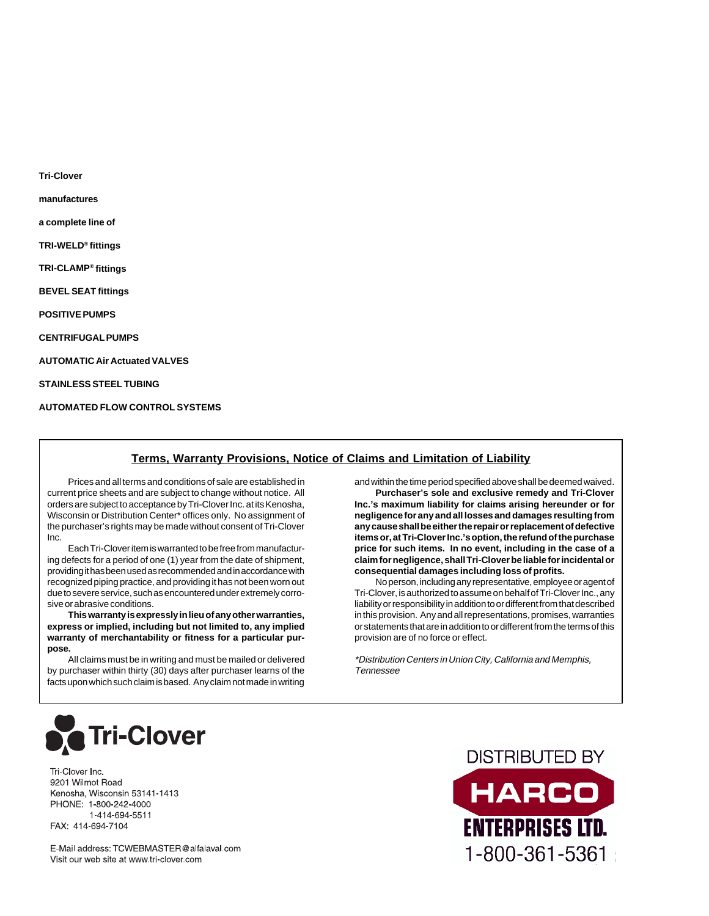**Tri-Clover**

**manufactures**

**a complete line of**

**TRI-WELD® fittings**

**TRI-CLAMP® fittings**

**BEVEL SEAT fittings**

**POSITIVE PUMPS**

**CENTRIFUGAL PUMPS**

**AUTOMATIC Air Actuated VALVES**

**STAINLESS STEEL TUBING**

**AUTOMATED FLOW CONTROL SYSTEMS**

## Terms, Warranty Provisions, Notice of Claims and Limitation of Liability

Prices and all terms and conditions of sale are established in current price sheets and are subject to change without notice. All orders are subject to acceptance by Tri-Clover Inc. at its Kenosha, Wisconsin or Distribution Center* offices only. No assignment of the purchaser's rights may be made without consent of Tri-Clover Inc.

Each Tri-Clover item is warranted to be free from manufacturing defects for a period of one (1) year from the date of shipment, providing it has been used as recommended and in accordance with recognized piping practice, and providing it has not been worn out due to severe service, such as encountered under extremely corrosive or abrasive conditions.

**This warranty is expressly in lieu of any other warranties, express or implied, including but not limited to, any implied warranty of merchantability or fitness for a particular purpose.**

All claims must be in writing and must be mailed or delivered by purchaser within thirty (30) days after purchaser learns of the facts upon which such claim is based. Any claim not made in writing and within the time period specified above shall be deemed waived.

**Purchaser's sole and exclusive remedy and Tri-Clover Inc.'s maximum liability for claims arising hereunder or for negligence for any and all losses and damages resulting from any cause shall be either the repair or replacement of defective items or, at Tri-Clover Inc.'s option, the refund of the purchase price for such items. In no event, including in the case of a claim for negligence, shall Tri-Clover be liable for incidental or consequential damages including loss of profits.**

No person, including any representative, employee or agent of Tri-Clover, is authorized to assume on behalf of Tri-Clover Inc., any liability or responsibility in addition to or different from that described in this provision. Any and all representations, promises, warranties or statements that are in addition to or different from the terms of this provision are of no force or effect.

*\*Distribution Centers in Union City, California and Memphis, Tennessee*

Tri-Clover

Tri-Clover Inc.
9201 Wilmot Road
Kenosha, Wisconsin 53141-1413
PHONE: 1-800-242-4000
1-414-694-5511
FAX: 414-694-7104

E-Mail address: TCWEBMASTER@alfalaval.com
Visit our web site at www.tri-clover.com

DISTRIBUTED BY
HARCO
ENTERPRISES LTD.
1-800-361-5361